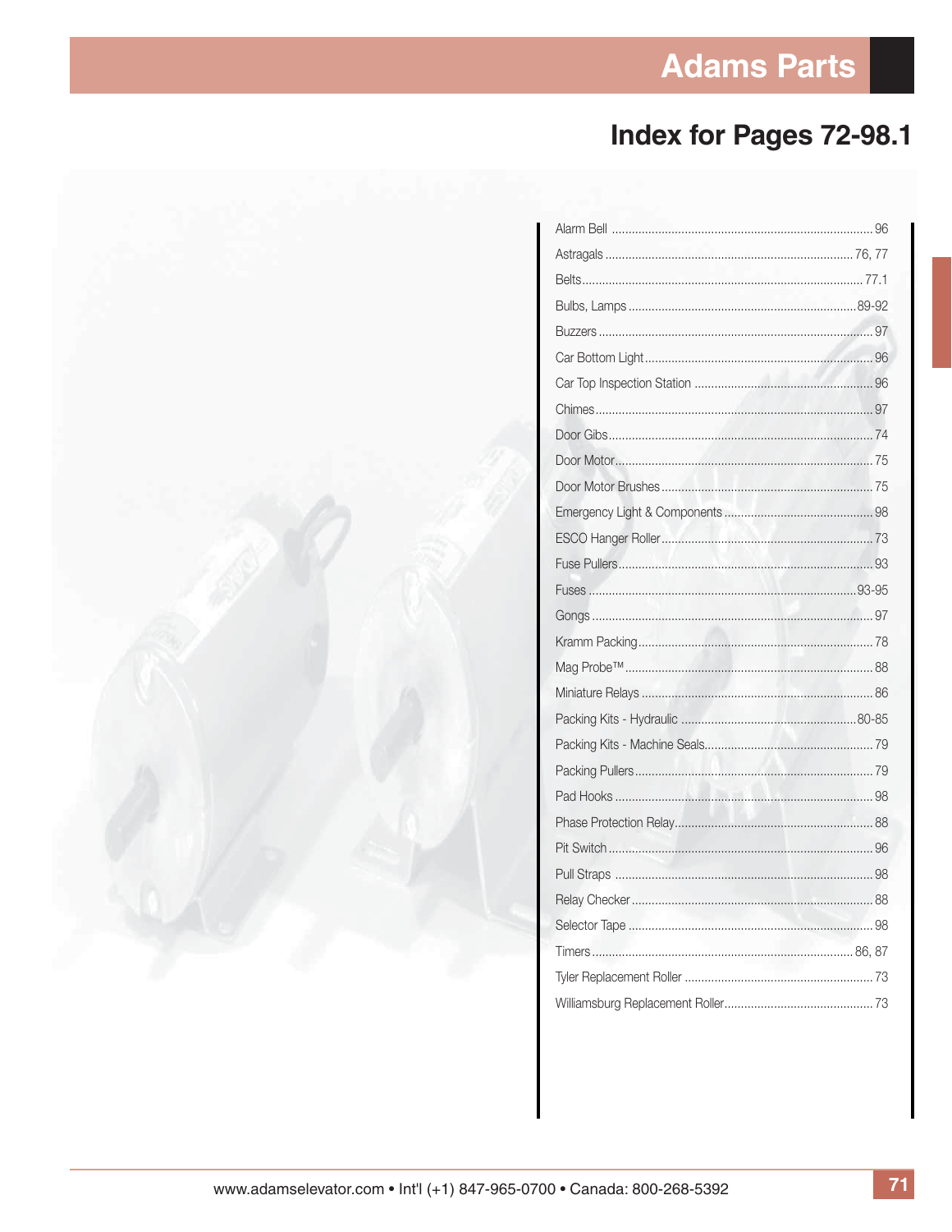# Adams Parts

## Index for Pages 72-98.1

| Item | Page |
|---|---|
| Alarm Bell | 96 |
| Astragals | 76, 77 |
| Belts | 77.1 |
| Bulbs, Lamps | 89-92 |
| Buzzers | 97 |
| Car Bottom Light | 96 |
| Car Top Inspection Station | 96 |
| Chimes | 97 |
| Door Gibs | 74 |
| Door Motor | 75 |
| Door Motor Brushes | 75 |
| Emergency Light & Components | 98 |
| ESCO Hanger Roller | 73 |
| Fuse Pullers | 93 |
| Fuses | 93-95 |
| Gongs | 97 |
| Kramm Packing | 78 |
| Mag Probe™ | 88 |
| Miniature Relays | 86 |
| Packing Kits - Hydraulic | 80-85 |
| Packing Kits - Machine Seals | 79 |
| Packing Pullers | 79 |
| Pad Hooks | 98 |
| Phase Protection Relay | 88 |
| Pit Switch | 96 |
| Pull Straps | 98 |
| Relay Checker | 88 |
| Selector Tape | 98 |
| Timers | 86, 87 |
| Tyler Replacement Roller | 73 |
| Williamsburg Replacement Roller | 73 |

www.adamselevator.com • Int'l (+1) 847-965-0700 • Canada: 800-268-5392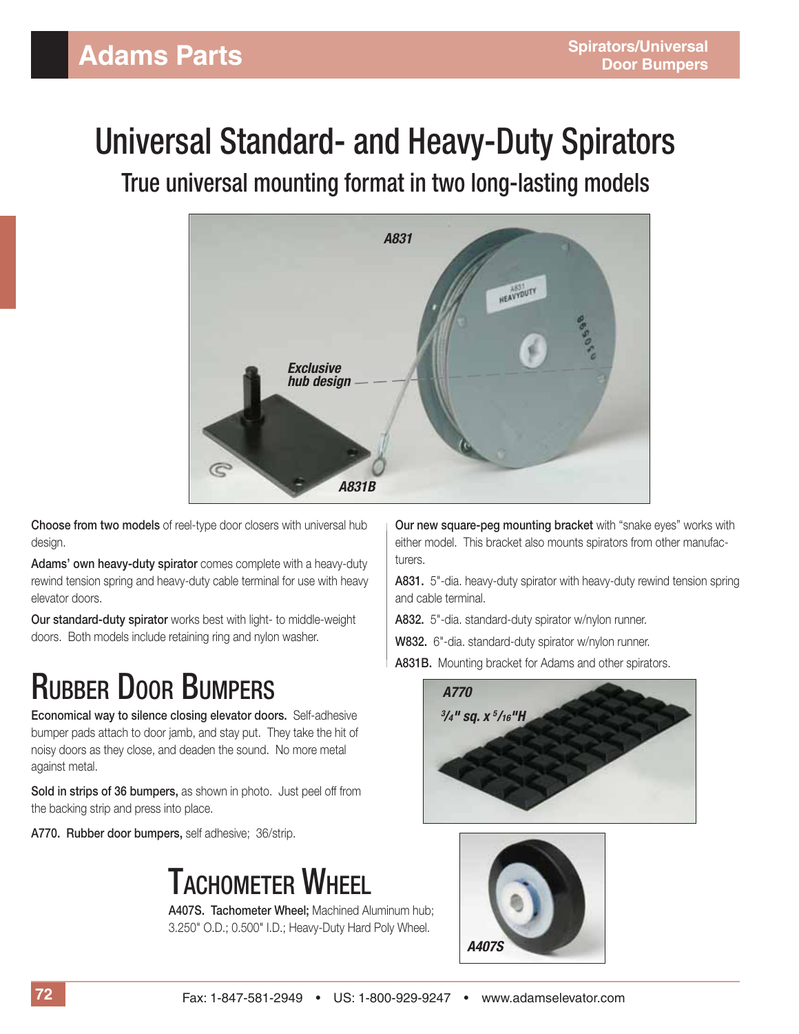# Universal Standard- and Heavy-Duty Spirators

## True universal mounting format in two long-lasting models

**Choose from two models** of reel-type door closers with universal hub design.

**Adams' own heavy-duty spirator** comes complete with a heavy-duty rewind tension spring and heavy-duty cable terminal for use with heavy elevator doors.

**Our standard-duty spirator** works best with light- to middle-weight doors. Both models include retaining ring and nylon washer.

**Our new square-peg mounting bracket** with "snake eyes" works with either model. This bracket also mounts spirators from other manufacturers.

**A831.** 5"-dia. heavy-duty spirator with heavy-duty rewind tension spring and cable terminal.

**A832.** 5"-dia. standard-duty spirator w/nylon runner.

**W832.** 6"-dia. standard-duty spirator w/nylon runner.

**A831B.** Mounting bracket for Adams and other spirators.

## Rubber Door Bumpers

**Economical way to silence closing elevator doors.** Self-adhesive bumper pads attach to door jamb, and stay put. They take the hit of noisy doors as they close, and deaden the sound. No more metal against metal.

**Sold in strips of 36 bumpers,** as shown in photo. Just peel off from the backing strip and press into place.

**A770. Rubber door bumpers,** self adhesive; 36/strip.

A770 — 3/4" sq. x 5/16"H

## Tachometer Wheel

**A407S. Tachometer Wheel;** Machined Aluminum hub; 3.250" O.D.; 0.500" I.D.; Heavy-Duty Hard Poly Wheel.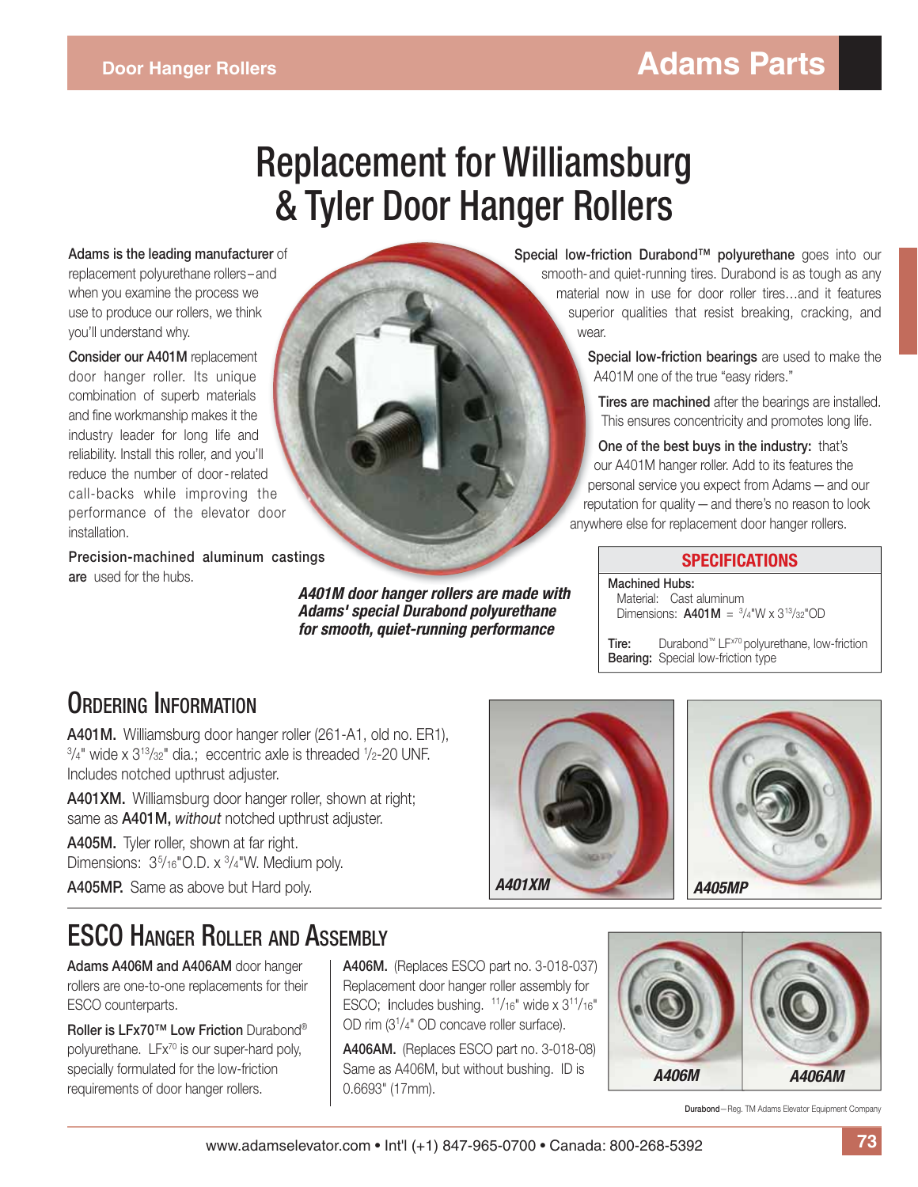# Replacement for Williamsburg & Tyler Door Hanger Rollers

**Adams is the leading manufacturer** of replacement polyurethane rollers–and when you examine the process we use to produce our rollers, we think you'll understand why.

**Consider our A401M** replacement door hanger roller. Its unique combination of superb materials and fine workmanship makes it the industry leader for long life and reliability. Install this roller, and you'll reduce the number of door-related call-backs while improving the performance of the elevator door installation.

**Precision-machined aluminum castings are** used for the hubs.

*A401M door hanger rollers are made with Adams' special Durabond polyurethane for smooth, quiet-running performance*

**Special low-friction Durabond™ polyurethane** goes into our smooth- and quiet-running tires. Durabond is as tough as any material now in use for door roller tires...and it features superior qualities that resist breaking, cracking, and wear.

**Special low-friction bearings** are used to make the A401M one of the true "easy riders."

**Tires are machined** after the bearings are installed. This ensures concentricity and promotes long life.

**One of the best buys in the industry:** that's our A401M hanger roller. Add to its features the personal service you expect from Adams – and our reputation for quality – and there's no reason to look anywhere else for replacement door hanger rollers.

### SPECIFICATIONS

**Machined Hubs:**
Material: Cast aluminum
Dimensions: **A401M** = 3/4"W x 3 13/32"OD

**Tire:** Durabond™ LFx70 polyurethane, low-friction
**Bearing:** Special low-friction type

## Ordering Information

**A401M.** Williamsburg door hanger roller (261-A1, old no. ER1), 3/4" wide x 3 13/32" dia.; eccentric axle is threaded 1/2-20 UNF. Includes notched upthrust adjuster.

**A401XM.** Williamsburg door hanger roller, shown at right; same as **A401M,** *without* notched upthrust adjuster.

**A405M.** Tyler roller, shown at far right. Dimensions: 3 5/16"O.D. x 3/4"W. Medium poly.

**A405MP.** Same as above but Hard poly.

*A401XM*

*A405MP*

## ESCO Hanger Roller and Assembly

**Adams A406M and A406AM** door hanger rollers are one-to-one replacements for their ESCO counterparts.

**Roller is LFx70™ Low Friction** Durabond® polyurethane. LFx70 is our super-hard poly, specially formulated for the low-friction requirements of door hanger rollers.

**A406M.** (Replaces ESCO part no. 3-018-037) Replacement door hanger roller assembly for ESCO; Includes bushing. 11/16" wide x 3 11/16" OD rim (3 1/4" OD concave roller surface).

**A406AM.** (Replaces ESCO part no. 3-018-08) Same as A406M, but without bushing. ID is 0.6693" (17mm).

*A406M*

*A406AM*

**Durabond**—Reg. TM Adams Elevator Equipment Company

www.adamselevator.com • Int'l (+1) 847-965-0700 • Canada: 800-268-5392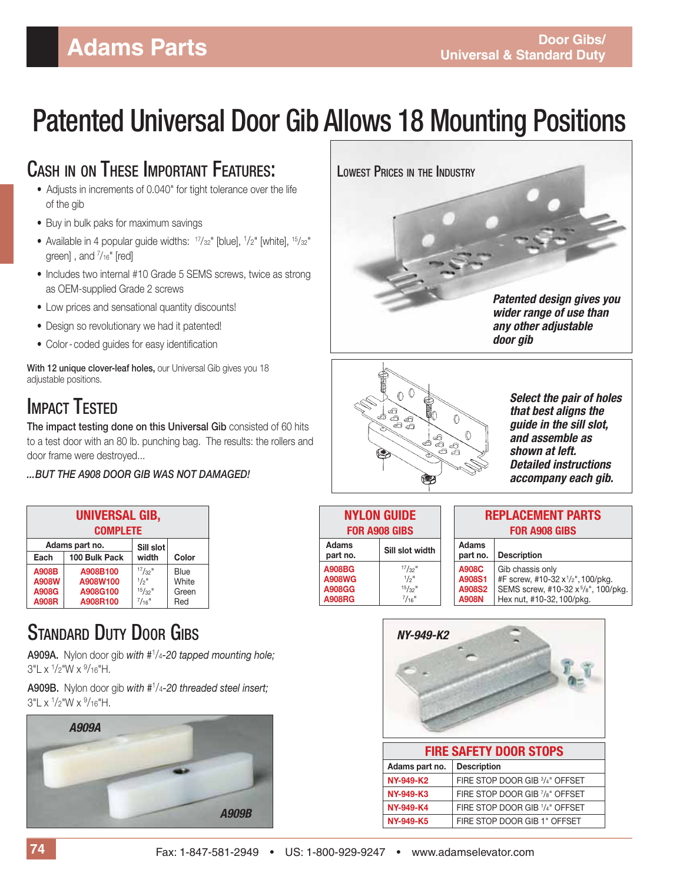# Patented Universal Door Gib Allows 18 Mounting Positions

## Cash in on These Important Features:

- Adjusts in increments of 0.040" for tight tolerance over the life of the gib
- Buy in bulk paks for maximum savings
- Available in 4 popular guide widths: 17/32" [blue], 1/2" [white], 15/32" green] , and 7/16" [red]
- Includes two internal #10 Grade 5 SEMS screws, twice as strong as OEM-supplied Grade 2 screws
- Low prices and sensational quantity discounts!
- Design so revolutionary we had it patented!
- Color-coded guides for easy identification

**With 12 unique clover-leaf holes,** our Universal Gib gives you 18 adjustable positions.

## Impact Tested

**The impact testing done on this Universal Gib** consisted of 60 hits to a test door with an 80 lb. punching bag. The results: the rollers and door frame were destroyed...

*...BUT THE A908 DOOR GIB WAS NOT DAMAGED!*

Lowest Prices in the Industry

***Patented design gives you wider range of use than any other adjustable door gib***

***Select the pair of holes that best aligns the guide in the sill slot, and assemble as shown at left. Detailed instructions accompany each gib.***

### Universal Gib, Complete

| Adams part no. | | Sill slot | |
|---|---|---|---|
| Each | 100 Bulk Pack | width | Color |
| A908B | A908B100 | 17/32" | Blue |
| A908W | A908W100 | 1/2" | White |
| A908G | A908G100 | 15/32" | Green |
| A908R | A908R100 | 7/16" | Red |

### Nylon Guide for A908 Gibs

| Adams part no. | Sill slot width |
|---|---|
| A908BG | 17/32" |
| A908WG | 1/2" |
| A908GG | 15/32" |
| A908RG | 7/16" |

### Replacement Parts for A908 Gibs

| Adams part no. | Description |
|---|---|
| A908C | Gib chassis only |
| A908S1 | #F screw, #10-32 x 1/2", 100/pkg. |
| A908S2 | SEMS screw, #10-32 x 5/8", 100/pkg. |
| A908N | Hex nut, #10-32, 100/pkg. |

## Standard Duty Door Gibs

**A909A.** Nylon door gib *with #1/4-20 tapped mounting hole;* 3"L x 1/2"W x 9/16"H.

**A909B.** Nylon door gib *with #1/4-20 threaded steel insert;* 3"L x 1/2"W x 9/16"H.

A909A

A909B

NY-949-K2

### Fire Safety Door Stops

| Adams part no. | Description |
|---|---|
| NY-949-K2 | FIRE STOP DOOR GIB 3/4" OFFSET |
| NY-949-K3 | FIRE STOP DOOR GIB 7/8" OFFSET |
| NY-949-K4 | FIRE STOP DOOR GIB 1/4" OFFSET |
| NY-949-K5 | FIRE STOP DOOR GIB 1" OFFSET |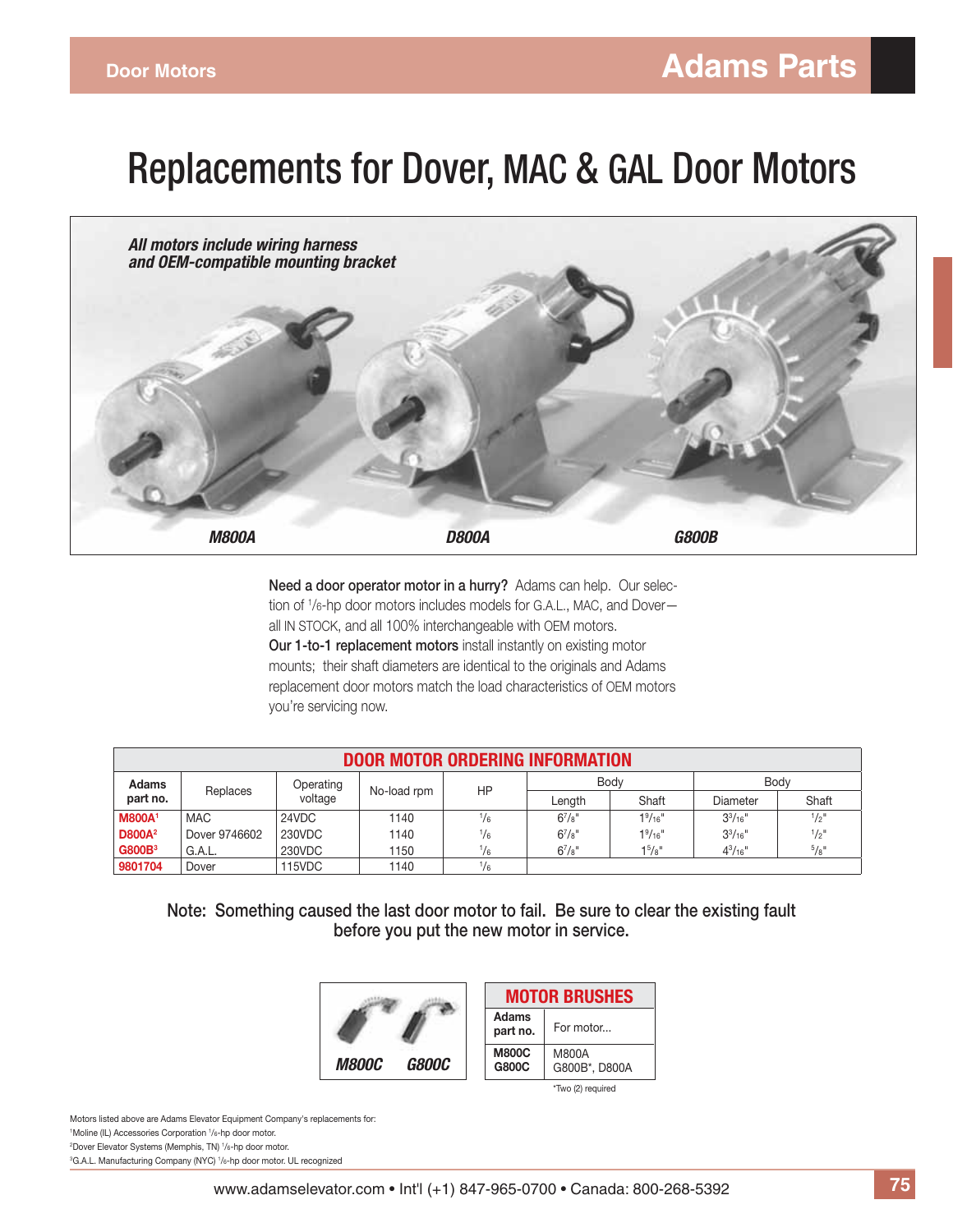# Replacements for Dover, MAC & GAL Door Motors

*All motors include wiring harness and OEM-compatible mounting bracket*

*M800A* *D800A* *G800B*

**Need a door operator motor in a hurry?** Adams can help. Our selection of 1/6-hp door motors includes models for G.A.L., MAC, and Dover—all IN STOCK, and all 100% interchangeable with OEM motors. **Our 1-to-1 replacement motors** install instantly on existing motor mounts; their shaft diameters are identical to the originals and Adams replacement door motors match the load characteristics of OEM motors you're servicing now.

## DOOR MOTOR ORDERING INFORMATION

| Adams part no. | Replaces | Operating voltage | No-load rpm | HP | Body | | Body | |
|---|---|---|---|---|---|---|---|---|
| | | | | | Length | Shaft | Diameter | Shaft |
| M800A[1] | MAC | 24VDC | 1140 | 1/6 | 6 7/8" | 1 9/16" | 3 3/16" | 1/2" |
| D800A[2] | Dover 9746602 | 230VDC | 1140 | 1/6 | 6 7/8" | 1 9/16" | 3 3/16" | 1/2" |
| G800B[3] | G.A.L. | 230VDC | 1150 | 1/6 | 6 7/8" | 1 5/8" | 4 3/16" | 5/8" |
| 9801704 | Dover | 115VDC | 1140 | 1/6 | | | | |

Note: Something caused the last door motor to fail. Be sure to clear the existing fault before you put the new motor in service.

*M800C* *G800C*

## MOTOR BRUSHES

| Adams part no. | For motor... |
|---|---|
| M800C | M800A |
| G800C | G800B*, D800A |

*Two (2) required

Motors listed above are Adams Elevator Equipment Company's replacements for:
[1] Moline (IL) Accessories Corporation 1/6-hp door motor.
[2] Dover Elevator Systems (Memphis, TN) 1/6-hp door motor.
[3] G.A.L. Manufacturing Company (NYC) 1/6-hp door motor. UL recognized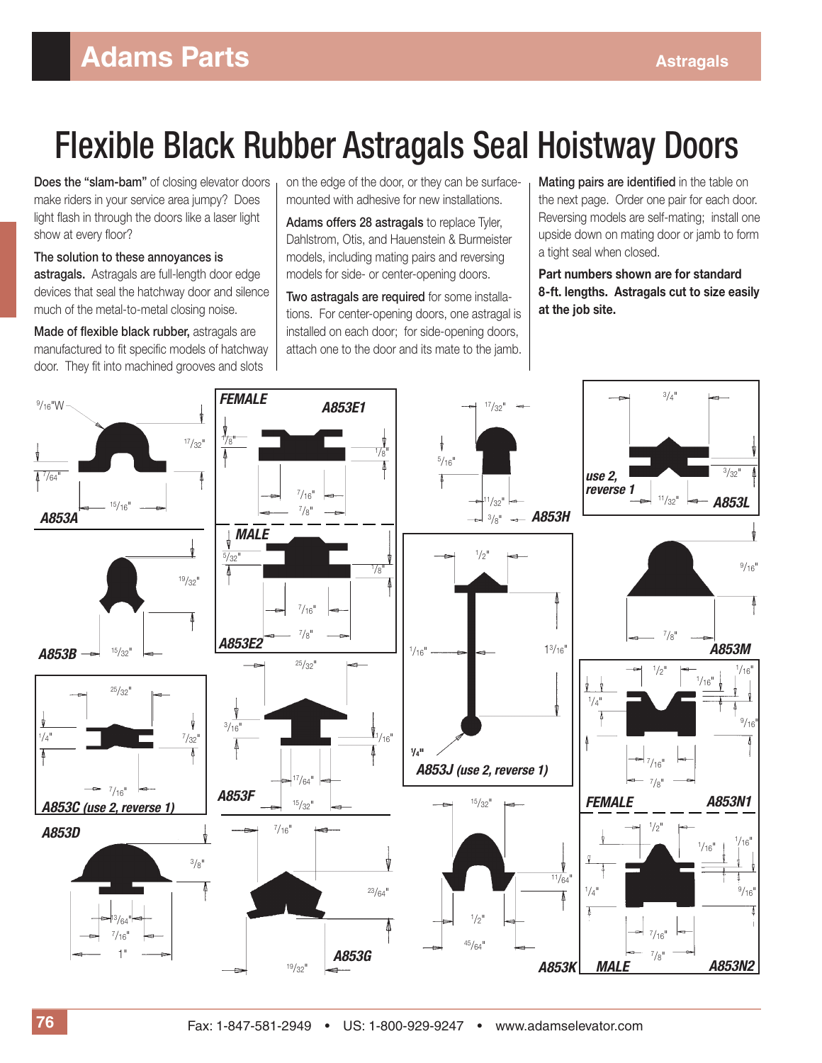# Flexible Black Rubber Astragals Seal Hoistway Doors

**Does the "slam-bam"** of closing elevator doors make riders in your service area jumpy? Does light flash in through the doors like a laser light show at every floor?

**The solution to these annoyances is astragals.** Astragals are full-length door edge devices that seal the hatchway door and silence much of the metal-to-metal closing noise.

**Made of flexible black rubber,** astragals are manufactured to fit specific models of hatchway door. They fit into machined grooves and slots on the edge of the door, or they can be surface-mounted with adhesive for new installations.

**Adams offers 28 astragals** to replace Tyler, Dahlstrom, Otis, and Hauenstein & Burmeister models, including mating pairs and reversing models for side- or center-opening doors.

**Two astragals are required** for some installations. For center-opening doors, one astragal is installed on each door; for side-opening doors, attach one to the door and its mate to the jamb.

**Mating pairs are identified** in the table on the next page. Order one pair for each door. Reversing models are self-mating; install one upside down on mating door or jamb to form a tight seal when closed.

**Part numbers shown are for standard 8-ft. lengths. Astragals cut to size easily at the job site.**

**A853A** — 9/16"W; 17/32"; 7/64"; 15/16"

**A853E1** (FEMALE) — 1/8"; 1/8"; 7/16"; 7/8"

**A853E2** (MALE) — 5/32"; 1/8"; 7/16"; 7/8"

**A853H** — 17/32"; 5/16"; 11/32"; 3/8"

**A853L** (use 2, reverse 1) — 3/4"; 3/32"; 11/32"

**A853B** — 19/32"; 15/32"

**A853J (use 2, reverse 1)** — 1/2"; 1/16"; 1 3/16"; 1/4"

**A853M** — 9/16"; 7/8"

**A853C (use 2, reverse 1)** — 25/32"; 1/4"; 7/32"; 7/16"

**A853F** — 25/32"; 3/16"; 1/16"; 17/64"; 15/32"

**A853N1** (FEMALE) — 1/2"; 1/16"; 1/16"; 1/4"; 9/16"; 7/16"; 7/8"

**A853D** — 3/8"; 13/64"; 7/16"; 1"

**A853G** — 7/16"; 23/64"; 19/32"

**A853K** — 15/32"; 11/64"; 1/2"; 45/64"

**A853N2** (MALE) — 1/2"; 1/16"; 1/16"; 1/4"; 9/16"; 7/16"; 7/8"

Fax: 1-847-581-2949 • US: 1-800-929-9247 • www.adamselevator.com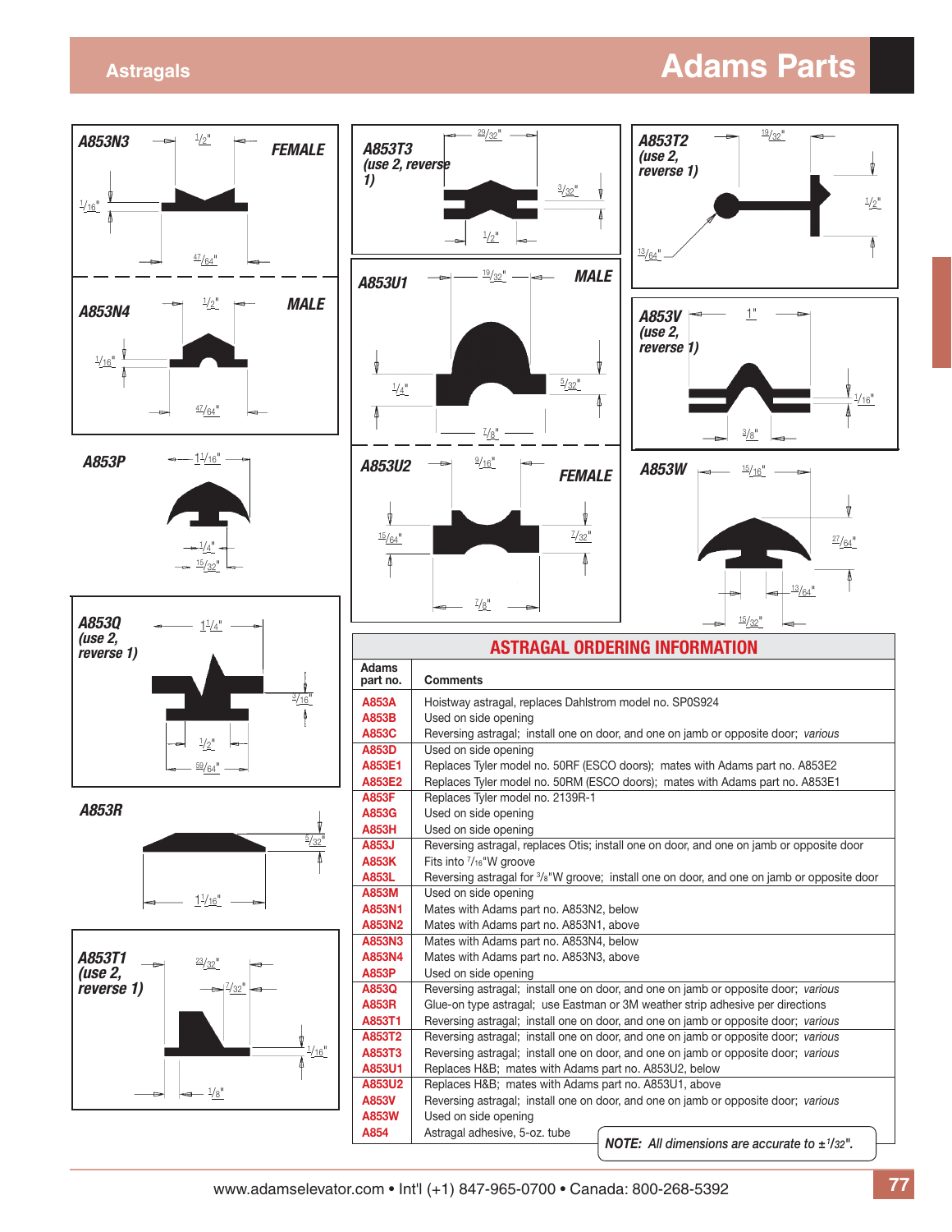# Adams Parts

## Astragals

**A853N3** — FEMALE — 1/2" ; 1/16" ; 47/64"

**A853N4** — MALE — 1/2" ; 1/16" ; 47/64"

**A853P** — 1 1/16" ; 1/4" ; 15/32"

**A853Q** (use 2, reverse 1) — 1 1/4" ; 3/16" ; 1/2" ; 59/64"

**A853R** — 5/32" ; 1 1/16"

**A853T1** (use 2, reverse 1) — 23/32" ; 7/32" ; 1/16" ; 1/8"

**A853T3** (use 2, reverse 1) — 29/32" ; 3/32" ; 1/2"

**A853U1** — MALE — 19/32" ; 1/4" ; 5/32" ; 7/8"

**A853U2** — FEMALE — 9/16" ; 15/64" ; 7/32" ; 7/8"

**A853T2** (use 2, reverse 1) — 19/32" ; 1/2" ; 13/64"

**A853V** (use 2, reverse 1) — 1" ; 1/16" ; 3/8"

**A853W** — 15/16" ; 27/64" ; 13/64" ; 15/32"

## ASTRAGAL ORDERING INFORMATION

| Adams part no. | Comments |
|---|---|
| A853A | Hoistway astragal, replaces Dahlstrom model no. SP0S924 |
| A853B | Used on side opening |
| A853C | Reversing astragal; install one on door, and one on jamb or opposite door; *various* |
| A853D | Used on side opening |
| A853E1 | Replaces Tyler model no. 50RF (ESCO doors); mates with Adams part no. A853E2 |
| A853E2 | Replaces Tyler model no. 50RM (ESCO doors); mates with Adams part no. A853E1 |
| A853F | Replaces Tyler model no. 2139R-1 |
| A853G | Used on side opening |
| A853H | Used on side opening |
| A853J | Reversing astragal, replaces Otis; install one on door, and one on jamb or opposite door |
| A853K | Fits into 7/16"W groove |
| A853L | Reversing astragal for 3/8"W groove; install one on door, and one on jamb or opposite door |
| A853M | Used on side opening |
| A853N1 | Mates with Adams part no. A853N2, below |
| A853N2 | Mates with Adams part no. A853N1, above |
| A853N3 | Mates with Adams part no. A853N4, below |
| A853N4 | Mates with Adams part no. A853N3, above |
| A853P | Used on side opening |
| A853Q | Reversing astragal; install one on door, and one on jamb or opposite door; *various* |
| A853R | Glue-on type astragal; use Eastman or 3M weather strip adhesive per directions |
| A853T1 | Reversing astragal; install one on door, and one on jamb or opposite door; *various* |
| A853T2 | Reversing astragal; install one on door, and one on jamb or opposite door; *various* |
| A853T3 | Reversing astragal; install one on door, and one on jamb or opposite door; *various* |
| A853U1 | Replaces H&B; mates with Adams part no. A853U2, below |
| A853U2 | Replaces H&B; mates with Adams part no. A853U1, above |
| A853V | Reversing astragal; install one on door, and one on jamb or opposite door; *various* |
| A853W | Used on side opening |
| A854 | Astragal adhesive, 5-oz. tube |

***NOTE:** All dimensions are accurate to ±1/32".*

www.adamselevator.com • Int'l (+1) 847-965-0700 • Canada: 800-268-5392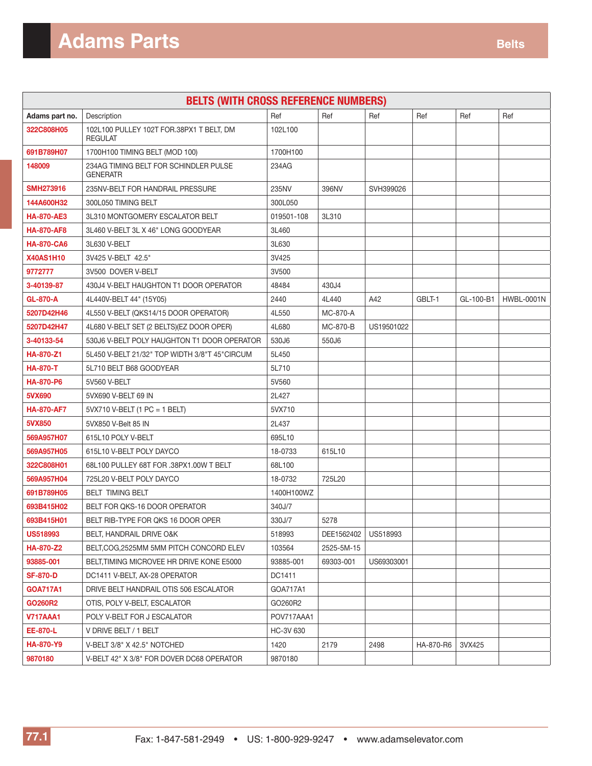# Adams Parts

## Belts

| BELTS (WITH CROSS REFERENCE NUMBERS) | | | | | | | |
|---|---|---|---|---|---|---|---|
| **Adams part no.** | Description | Ref | Ref | Ref | Ref | Ref | Ref |
| 322C808H05 | 102L100 PULLEY 102T FOR.38PX1 T BELT, DM REGULAT | 102L100 | | | | | |
| 691B789H07 | 1700H100 TIMING BELT (MOD 100) | 1700H100 | | | | | |
| 148009 | 234AG TIMING BELT FOR SCHINDLER PULSE GENERATR | 234AG | | | | | |
| SMH273916 | 235NV-BELT FOR HANDRAIL PRESSURE | 235NV | 396NV | SVH399026 | | | |
| 144A600H32 | 300L050 TIMING BELT | 300L050 | | | | | |
| HA-870-AE3 | 3L310 MONTGOMERY ESCALATOR BELT | 019501-108 | 3L310 | | | | |
| HA-870-AF8 | 3L460 V-BELT 3L X 46" LONG GOODYEAR | 3L460 | | | | | |
| HA-870-CA6 | 3L630 V-BELT | 3L630 | | | | | |
| X40AS1H10 | 3V425 V-BELT 42.5" | 3V425 | | | | | |
| 9772777 | 3V500 DOVER V-BELT | 3V500 | | | | | |
| 3-40139-87 | 430J4 V-BELT HAUGHTON T1 DOOR OPERATOR | 48484 | 430J4 | | | | |
| GL-870-A | 4L440V-BELT 44" (15Y05) | 2440 | 4L440 | A42 | GBLT-1 | GL-100-B1 | HWBL-0001N |
| 5207D42H46 | 4L550 V-BELT (QKS14/15 DOOR OPERATOR) | 4L550 | MC-870-A | | | | |
| 5207D42H47 | 4L680 V-BELT SET (2 BELTS)(EZ DOOR OPER) | 4L680 | MC-870-B | US19501022 | | | |
| 3-40133-54 | 530J6 V-BELT POLY HAUGHTON T1 DOOR OPERATOR | 530J6 | 550J6 | | | | |
| HA-870-Z1 | 5L450 V-BELT 21/32" TOP WIDTH 3/8"T 45"CIRCUM | 5L450 | | | | | |
| HA-870-T | 5L710 BELT B68 GOODYEAR | 5L710 | | | | | |
| HA-870-P6 | 5V560 V-BELT | 5V560 | | | | | |
| 5VX690 | 5VX690 V-BELT 69 IN | 2L427 | | | | | |
| HA-870-AF7 | 5VX710 V-BELT (1 PC = 1 BELT) | 5VX710 | | | | | |
| 5VX850 | 5VX850 V-Belt 85 IN | 2L437 | | | | | |
| 569A957H07 | 615L10 POLY V-BELT | 695L10 | | | | | |
| 569A957H05 | 615L10 V-BELT POLY DAYCO | 18-0733 | 615L10 | | | | |
| 322C808H01 | 68L100 PULLEY 68T FOR .38PX1.00W T BELT | 68L100 | | | | | |
| 569A957H04 | 725L20 V-BELT POLY DAYCO | 18-0732 | 725L20 | | | | |
| 691B789H05 | BELT TIMING BELT | 1400H100WZ | | | | | |
| 693B415H02 | BELT FOR QKS-16 DOOR OPERATOR | 340J/7 | | | | | |
| 693B415H01 | BELT RIB-TYPE FOR QKS 16 DOOR OPER | 330J/7 | 5278 | | | | |
| US518993 | BELT, HANDRAIL DRIVE O&K | 518993 | DEE1562402 | US518993 | | | |
| HA-870-Z2 | BELT,COG,2525MM 5MM PITCH CONCORD ELEV | 103564 | 2525-5M-15 | | | | |
| 93885-001 | BELT,TIMING MICROVEE HR DRIVE KONE E5000 | 93885-001 | 69303-001 | US69303001 | | | |
| SF-870-D | DC1411 V-BELT, AX-28 OPERATOR | DC1411 | | | | | |
| GOA717A1 | DRIVE BELT HANDRAIL OTIS 506 ESCALATOR | GOA717A1 | | | | | |
| GO260R2 | OTIS, POLY V-BELT, ESCALATOR | GO260R2 | | | | | |
| V717AAA1 | POLY V-BELT FOR J ESCALATOR | POV717AAA1 | | | | | |
| EE-870-L | V DRIVE BELT / 1 BELT | HC-3V 630 | | | | | |
| HA-870-Y9 | V-BELT 3/8" X 42.5" NOTCHED | 1420 | 2179 | 2498 | HA-870-R6 | 3VX425 | |
| 9870180 | V-BELT 42" X 3/8" FOR DOVER DC68 OPERATOR | 9870180 | | | | | |

Fax: 1-847-581-2949 • US: 1-800-929-9247 • www.adamselevator.com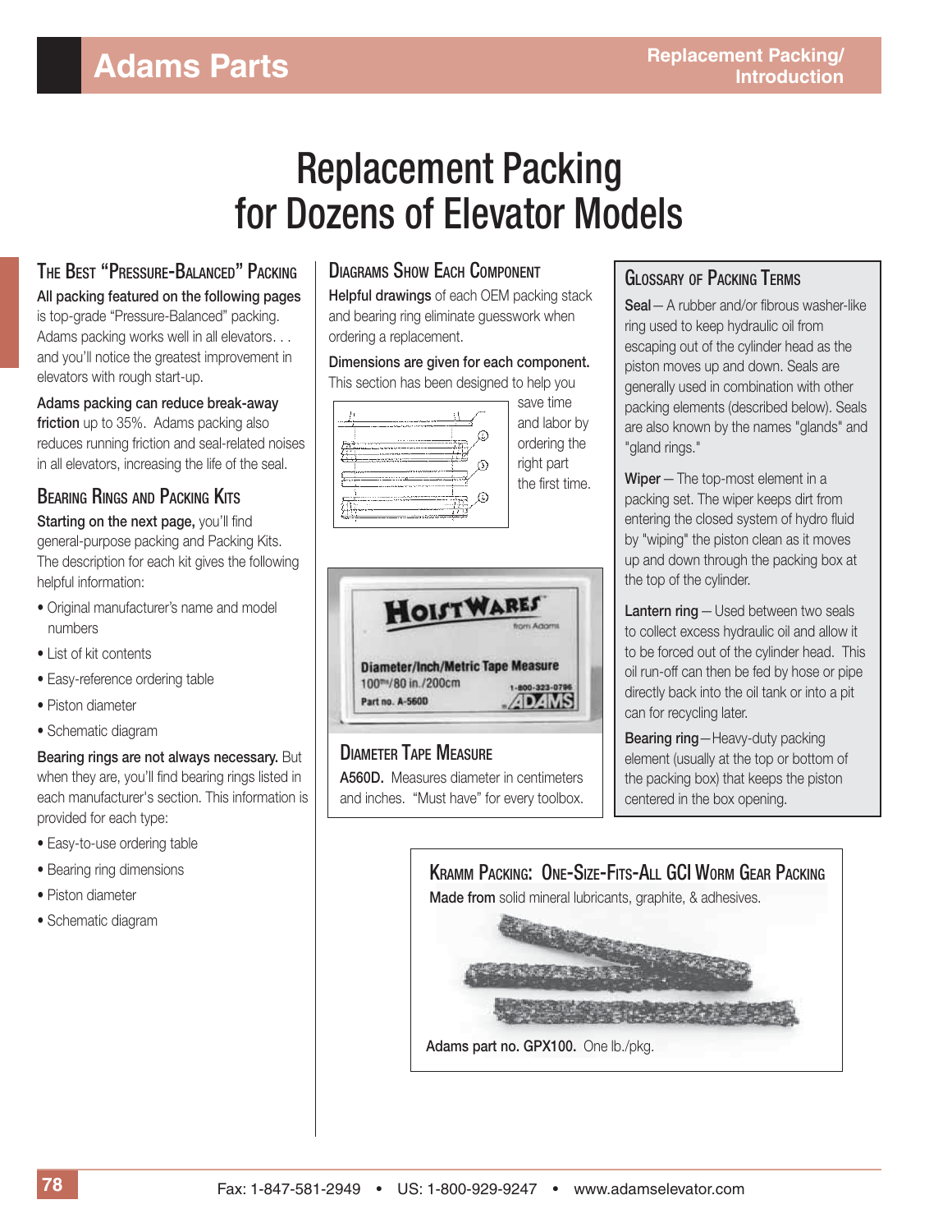# Replacement Packing for Dozens of Elevator Models

### The Best "Pressure-Balanced" Packing

**All packing featured on the following pages** is top-grade "Pressure-Balanced" packing. Adams packing works well in all elevators. . . and you'll notice the greatest improvement in elevators with rough start-up.

**Adams packing can reduce break-away friction** up to 35%. Adams packing also reduces running friction and seal-related noises in all elevators, increasing the life of the seal.

### Bearing Rings and Packing Kits

**Starting on the next page,** you'll find general-purpose packing and Packing Kits. The description for each kit gives the following helpful information:

- Original manufacturer's name and model numbers
- List of kit contents
- Easy-reference ordering table
- Piston diameter
- Schematic diagram

**Bearing rings are not always necessary.** But when they are, you'll find bearing rings listed in each manufacturer's section. This information is provided for each type:

- Easy-to-use ordering table
- Bearing ring dimensions
- Piston diameter
- Schematic diagram

### Diagrams Show Each Component

**Helpful drawings** of each OEM packing stack and bearing ring eliminate guesswork when ordering a replacement.

**Dimensions are given for each component.** This section has been designed to help you save time and labor by ordering the right part the first time.

### Diameter Tape Measure

**A560D.** Measures diameter in centimeters and inches. "Must have" for every toolbox.

### Glossary of Packing Terms

**Seal** – A rubber and/or fibrous washer-like ring used to keep hydraulic oil from escaping out of the cylinder head as the piston moves up and down. Seals are generally used in combination with other packing elements (described below). Seals are also known by the names "glands" and "gland rings."

**Wiper** – The top-most element in a packing set. The wiper keeps dirt from entering the closed system of hydro fluid by "wiping" the piston clean as it moves up and down through the packing box at the top of the cylinder.

**Lantern ring** – Used between two seals to collect excess hydraulic oil and allow it to be forced out of the cylinder head. This oil run-off can then be fed by hose or pipe directly back into the oil tank or into a pit can for recycling later.

**Bearing ring** – Heavy-duty packing element (usually at the top or bottom of the packing box) that keeps the piston centered in the box opening.

### Kramm Packing: One-Size-Fits-All GCI Worm Gear Packing

**Made from** solid mineral lubricants, graphite, & adhesives.

**Adams part no. GPX100.** One lb./pkg.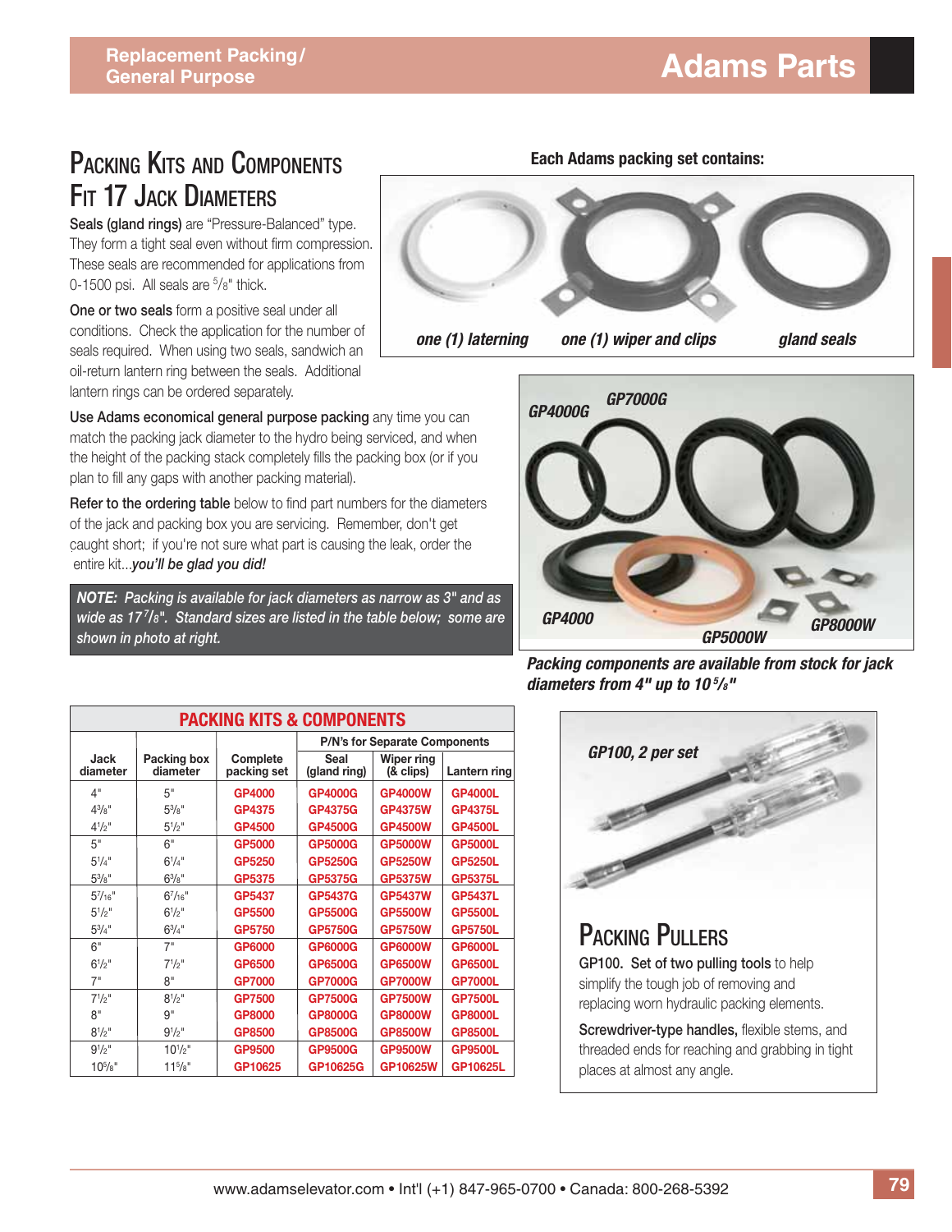# Packing Kits and Components Fit 17 Jack Diameters

**Seals (gland rings)** are "Pressure-Balanced" type. They form a tight seal even without firm compression. These seals are recommended for applications from 0-1500 psi. All seals are 5/8" thick.

**One or two seals** form a positive seal under all conditions. Check the application for the number of seals required. When using two seals, sandwich an oil-return lantern ring between the seals. Additional lantern rings can be ordered separately.

**Use Adams economical general purpose packing** any time you can match the packing jack diameter to the hydro being serviced, and when the height of the packing stack completely fills the packing box (or if you plan to fill any gaps with another packing material).

**Refer to the ordering table** below to find part numbers for the diameters of the jack and packing box you are servicing. Remember, don't get caught short; if you're not sure what part is causing the leak, order the entire kit...*you'll be glad you did!*

***NOTE:** Packing is available for jack diameters as narrow as 3" and as wide as 17 7/8". Standard sizes are listed in the table below; some are shown in photo at right.*

**Each Adams packing set contains:**

*one (1) laterning* — *one (1) wiper and clips* — *gland seals*

GP4000G — GP7000G — GP4000 — GP5000W — GP8000W

*Packing components are available from stock for jack diameters from 4" up to 10 5/8"*

## PACKING KITS & COMPONENTS

| Jack diameter | Packing box diameter | Complete packing set | P/N's for Separate Components | | |
|---|---|---|---|---|---|
| | | | Seal (gland ring) | Wiper ring (& clips) | Lantern ring |
| 4" | 5" | GP4000 | GP4000G | GP4000W | GP4000L |
| 4 3/8" | 5 3/8" | GP4375 | GP4375G | GP4375W | GP4375L |
| 4 1/2" | 5 1/2" | GP4500 | GP4500G | GP4500W | GP4500L |
| 5" | 6" | GP5000 | GP5000G | GP5000W | GP5000L |
| 5 1/4" | 6 1/4" | GP5250 | GP5250G | GP5250W | GP5250L |
| 5 3/8" | 6 3/8" | GP5375 | GP5375G | GP5375W | GP5375L |
| 5 7/16" | 6 7/16" | GP5437 | GP5437G | GP5437W | GP5437L |
| 5 1/2" | 6 1/2" | GP5500 | GP5500G | GP5500W | GP5500L |
| 5 3/4" | 6 3/4" | GP5750 | GP5750G | GP5750W | GP5750L |
| 6" | 7" | GP6000 | GP6000G | GP6000W | GP6000L |
| 6 1/2" | 7 1/2" | GP6500 | GP6500G | GP6500W | GP6500L |
| 7" | 8" | GP7000 | GP7000G | GP7000W | GP7000L |
| 7 1/2" | 8 1/2" | GP7500 | GP7500G | GP7500W | GP7500L |
| 8" | 9" | GP8000 | GP8000G | GP8000W | GP8000L |
| 8 1/2" | 9 1/2" | GP8500 | GP8500G | GP8500W | GP8500L |
| 9 1/2" | 10 1/2" | GP9500 | GP9500G | GP9500W | GP9500L |
| 10 5/8" | 11 5/8" | GP10625 | GP10625G | GP10625W | GP10625L |

*GP100, 2 per set*

# Packing Pullers

**GP100. Set of two pulling tools** to help simplify the tough job of removing and replacing worn hydraulic packing elements.

**Screwdriver-type handles,** flexible stems, and threaded ends for reaching and grabbing in tight places at almost any angle.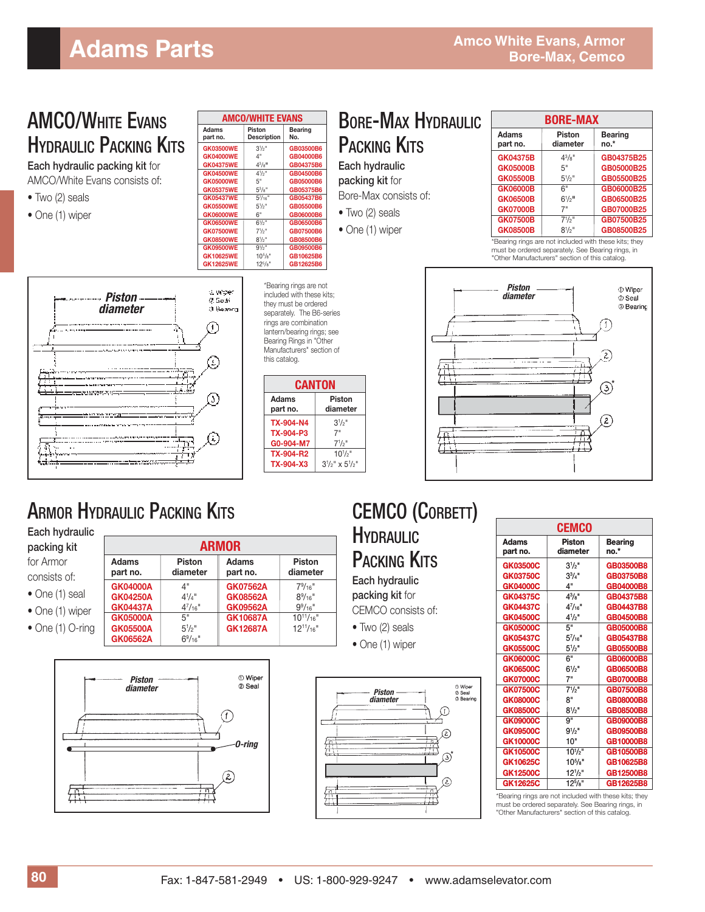# Adams Parts

## Amco White Evans, Armor Bore-Max, Cemco

## AMCO/White Evans Hydraulic Packing Kits

Each hydraulic packing kit for AMCO/White Evans consists of:

- Two (2) seals
- One (1) wiper

| AMCO/WHITE EVANS | | |
|---|---|---|
| Adams part no. | Piston Description | Bearing No. |
| GK03500WE | 3½" | GB03500B6 |
| GK04000WE | 4" | GB04000B6 |
| GK04375WE | 4⅜" | GB04375B6 |
| GK04500WE | 4½" | GB04500B6 |
| GK05000WE | 5" | GB05000B6 |
| GK05375WE | 5⅜" | GB05375B6 |
| GK05437WE | 5⁷⁄₁₆" | GB05437B6 |
| GK05500WE | 5½" | GB05500B6 |
| GK06000WE | 6" | GB06000B6 |
| GK06500WE | 6½" | GB06500B6 |
| GK07500WE | 7½" | GB07500B6 |
| GK08500WE | 8½" | GB08500B6 |
| GK09500WE | 9½" | GB09500B6 |
| GK10625WE | 10⅝" | GB10625B6 |
| GK12625WE | 12⅝" | GB12625B6 |

*Bearing rings are not included with these kits; they must be ordered separately. The B6-series rings are combination lantern/bearing rings; see Bearing Rings in "Other Manufacturers" section of this catalog.

| CANTON | |
|---|---|
| Adams part no. | Piston diameter |
| TX-904-N4 | 3½" |
| TX-904-P3 | 7" |
| G0-904-M7 | 7½" |
| TX-904-R2 | 10½" |
| TX-904-X3 | 3½" x 5½" |

## Bore-Max Hydraulic Packing Kits

Each hydraulic packing kit for Bore-Max consists of:

- Two (2) seals
- One (1) wiper

| BORE-MAX | | |
|---|---|---|
| Adams part no. | Piston diameter | Bearing no.* |
| GK04375B | 4⅜" | GB04375B25 |
| GK05000B | 5" | GB05000B25 |
| GK05500B | 5½" | GB05500B25 |
| GK06000B | 6" | GB06000B25 |
| GK06500B | 6½" | GB06500B25 |
| GK07000B | 7" | GB07000B25 |
| GK07500B | 7½" | GB07500B25 |
| GK08500B | 8½" | GB08500B25 |

*Bearing rings are not included with these kits; they must be ordered separately. See Bearing rings, in "Other Manufacturers" section of this catalog.

## Armor Hydraulic Packing Kits

Each hydraulic packing kit for Armor consists of:

- One (1) seal
- One (1) wiper
- One (1) O-ring

| ARMOR | | | |
|---|---|---|---|
| Adams part no. | Piston diameter | Adams part no. | Piston diameter |
| GK04000A | 4" | GK07562A | 7⁹⁄₁₆" |
| GK04250A | 4¼" | GK08562A | 8⁹⁄₁₆" |
| GK04437A | 4⁷⁄₁₆" | GK09562A | 9⁹⁄₁₆" |
| GK05000A | 5" | GK10687A | 10¹¹⁄₁₆" |
| GK05500A | 5½" | GK12687A | 12¹¹⁄₁₆" |
| GK06562A | 6⁹⁄₁₆" | | |

## CEMCO (Corbett) Hydraulic Packing Kits

Each hydraulic packing kit for CEMCO consists of:

- Two (2) seals
- One (1) wiper

| CEMCO | | |
|---|---|---|
| Adams part no. | Piston diameter | Bearing no.* |
| GK03500C | 3½" | GB03500B8 |
| GK03750C | 3¾" | GB03750B8 |
| GK04000C | 4" | GB04000B8 |
| GK04375C | 4⅜" | GB04375B8 |
| GK04437C | 4⁷⁄₁₆" | GB04437B8 |
| GK04500C | 4½" | GB04500B8 |
| GK05000C | 5" | GB05000B8 |
| GK05437C | 5⁷⁄₁₆" | GB05437B8 |
| GK05500C | 5½" | GB05500B8 |
| GK06000C | 6" | GB06000B8 |
| GK06500C | 6½" | GB06500B8 |
| GK07000C | 7" | GB07000B8 |
| GK07500C | 7½" | GB07500B8 |
| GK08000C | 8" | GB08000B8 |
| GK08500C | 8½" | GB08500B8 |
| GK09000C | 9" | GB09000B8 |
| GK09500C | 9½" | GB09500B8 |
| GK10000C | 10" | GB10000B8 |
| GK10500C | 10½" | GB10500B8 |
| GK10625C | 10⅝" | GB10625B8 |
| GK12500C | 12½" | GB12500B8 |
| GK12625C | 12⅝" | GB12625B8 |

*Bearing rings are not included with these kits; they must be ordered separately. See Bearing rings, in "Other Manufacturers" section of this catalog.

Fax: 1-847-581-2949 • US: 1-800-929-9247 • www.adamselevator.com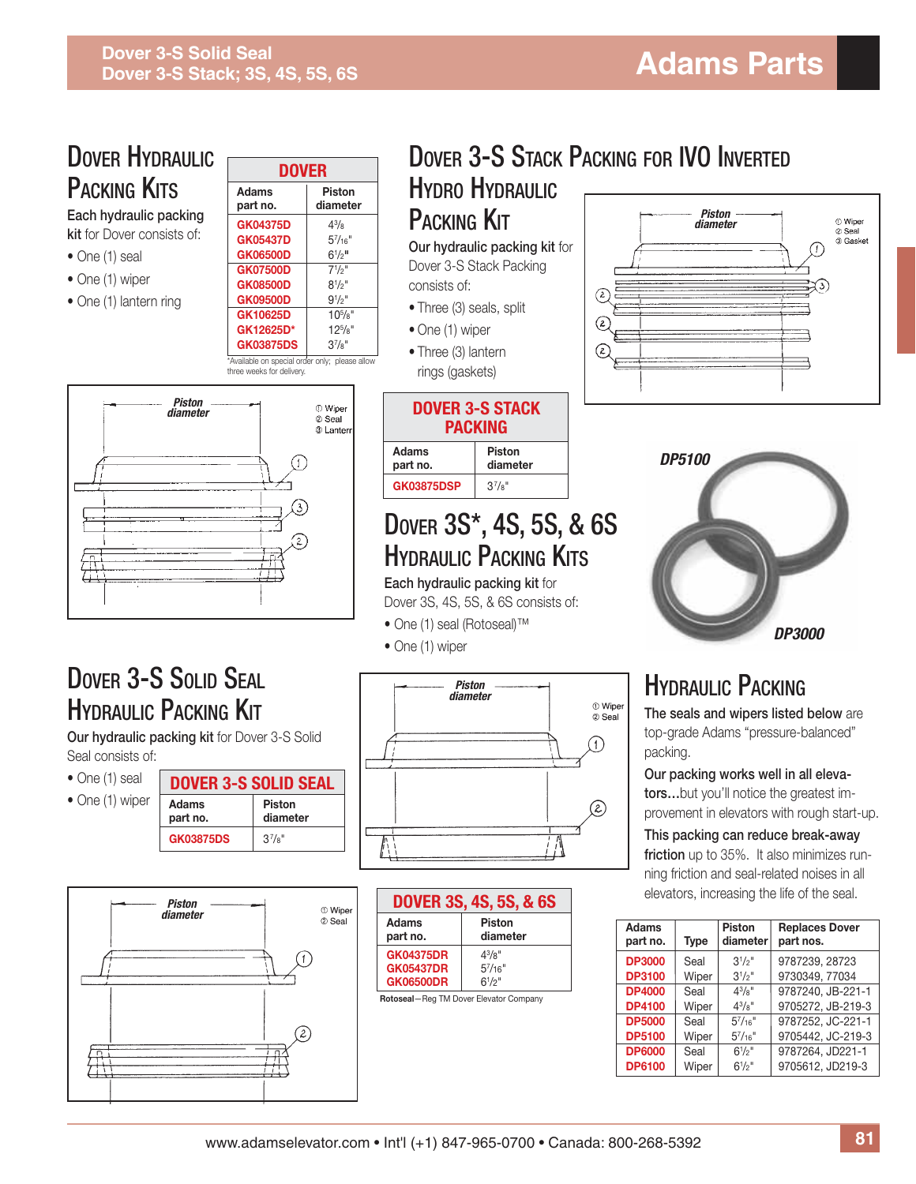## Dover Hydraulic Packing Kits

**Each hydraulic packing kit** for Dover consists of:

- One (1) seal
- One (1) wiper
- One (1) lantern ring

| DOVER | |
|---|---|
| **Adams part no.** | **Piston diameter** |
| GK04375D | 4³/₈ |
| GK05437D | 5⁷/₁₆" |
| GK06500D | 6¹/₂" |
| GK07500D | 7¹/₂" |
| GK08500D | 8¹/₂" |
| GK09500D | 9¹/₂" |
| GK10625D | 10⁵/₈" |
| GK12625D* | 12⁵/₈" |
| GK03875DS | 3⁷/₈" |

*Available on special order only; please allow three weeks for delivery.

Piston diameter — ① Wiper ② Seal ③ Lantern

## Dover 3-S Stack Packing for IVO Inverted Hydro Hydraulic Packing Kit

**Our hydraulic packing kit** for Dover 3-S Stack Packing consists of:

- Three (3) seals, split
- One (1) wiper
- Three (3) lantern rings (gaskets)

Piston diameter — ① Wiper ② Seal ③ Gasket

| DOVER 3-S STACK PACKING | |
|---|---|
| **Adams part no.** | **Piston diameter** |
| GK03875DSP | 3⁷/₈" |

## Dover 3S*, 4S, 5S, & 6S Hydraulic Packing Kits

**Each hydraulic packing kit** for Dover 3S, 4S, 5S, & 6S consists of:

- One (1) seal (Rotoseal)™
- One (1) wiper

DP5100

DP3000

## Dover 3-S Solid Seal Hydraulic Packing Kit

**Our hydraulic packing kit** for Dover 3-S Solid Seal consists of:

- One (1) seal
- One (1) wiper

| DOVER 3-S SOLID SEAL | |
|---|---|
| **Adams part no.** | **Piston diameter** |
| GK03875DS | 3⁷/₈" |

Piston diameter — ① Wiper ② Seal

Piston diameter — ① Wiper ② Seal

| DOVER 3S, 4S, 5S, & 6S | |
|---|---|
| **Adams part no.** | **Piston diameter** |
| GK04375DR | 4³/₈" |
| GK05437DR | 5⁷/₁₆" |
| GK06500DR | 6¹/₂" |

**Rotoseal**—Reg TM Dover Elevator Company

## Hydraulic Packing

**The seals and wipers listed below** are top-grade Adams "pressure-balanced" packing.

**Our packing works well in all elevators...**but you'll notice the greatest improvement in elevators with rough start-up.

**This packing can reduce break-away friction** up to 35%. It also minimizes running friction and seal-related noises in all elevators, increasing the life of the seal.

| Adams part no. | Type | Piston diameter | Replaces Dover part nos. |
|---|---|---|---|
| DP3000 | Seal | 3¹/₂" | 9787239, 28723 |
| DP3100 | Wiper | 3¹/₂" | 9730349, 77034 |
| DP4000 | Seal | 4³/₈" | 9787240, JB-221-1 |
| DP4100 | Wiper | 4³/₈" | 9705272, JB-219-3 |
| DP5000 | Seal | 5⁷/₁₆" | 9787252, JC-221-1 |
| DP5100 | Wiper | 5⁷/₁₆" | 9705442, JC-219-3 |
| DP6000 | Seal | 6¹/₂" | 9787264, JD221-1 |
| DP6100 | Wiper | 6¹/₂" | 9705612, JD219-3 |

www.adamselevator.com • Int'l (+1) 847-965-0700 • Canada: 800-268-5392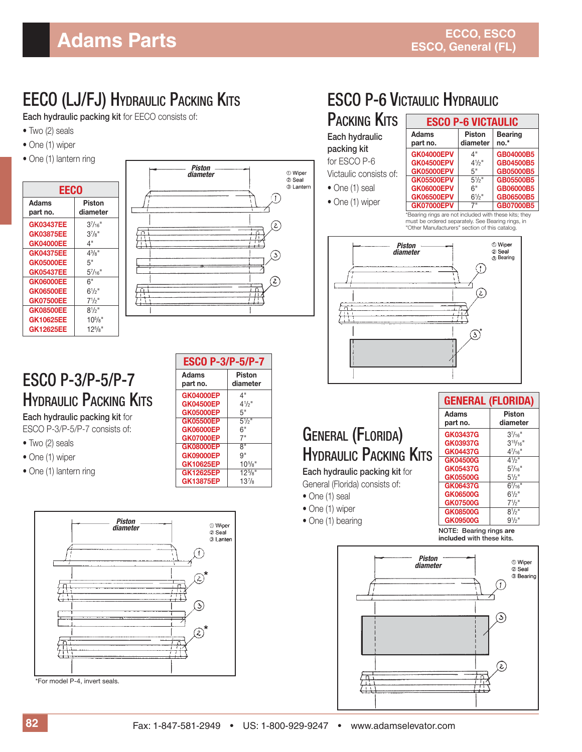# Adams Parts

ECCO, ESCO
ESCO, General (FL)

## EECO (LJ/FJ) Hydraulic Packing Kits

**Each hydraulic packing kit** for EECO consists of:

- Two (2) seals
- One (1) wiper
- One (1) lantern ring

| EECO | |
|---|---|
| Adams part no. | Piston diameter |
| GK03437EE | 3⁷⁄₁₆" |
| GK03875EE | 3⁷⁄₈" |
| GK04000EE | 4" |
| GK04375EE | 4³⁄₈" |
| GK05000EE | 5" |
| GK05437EE | 5⁷⁄₁₆" |
| GK06000EE | 6" |
| GK06500EE | 6¹⁄₂" |
| GK07500EE | 7¹⁄₂" |
| GK08500EE | 8¹⁄₂" |
| GK10625EE | 10⁵⁄₈" |
| GK12625EE | 12⁵⁄₈" |

Piston diameter
① Wiper
② Seal
③ Lantern

## ESCO P-6 Victaulic Hydraulic Packing Kits

**Each hydraulic packing kit** for ESCO P-6 Victaulic consists of:

- One (1) seal
- One (1) wiper

| ESCO P-6 VICTAULIC | | |
|---|---|---|
| Adams part no. | Piston diameter | Bearing no.* |
| GK04000EPV | 4" | GB04000B5 |
| GK04500EPV | 4¹⁄₂" | GB04500B5 |
| GK05000EPV | 5" | GB05000B5 |
| GK05500EPV | 5¹⁄₂" | GB05500B5 |
| GK06000EPV | 6" | GB06000B5 |
| GK06500EPV | 6¹⁄₂" | GB06500B5 |
| GK07000EPV | 7" | GB07000B5 |

*Bearing rings are not included with these kits; they must be ordered separately. See Bearing rings, in "Other Manufacturers" section of this catalog.

Piston diameter
① Wiper
② Seal
③ Bearing

## ESCO P-3/P-5/P-7 Hydraulic Packing Kits

**Each hydraulic packing kit** for ESCO P-3/P-5/P-7 consists of:

- Two (2) seals
- One (1) wiper
- One (1) lantern ring

| ESCO P-3/P-5/P-7 | |
|---|---|
| Adams part no. | Piston diameter |
| GK04000EP | 4" |
| GK04500EP | 4¹⁄₂" |
| GK05000EP | 5" |
| GK05500EP | 5¹⁄₂" |
| GK06000EP | 6" |
| GK07000EP | 7" |
| GK08000EP | 8" |
| GK09000EP | 9" |
| GK10625EP | 10⁵⁄₈" |
| GK12625EP | 12⁵⁄₈" |
| GK13875EP | 13⁷⁄₈ |

Piston diameter
① Wiper
② Seal
③ Lantern

*For model P-4, invert seals.

## General (Florida) Hydraulic Packing Kits

**Each hydraulic packing kit** for General (Florida) consists of:

- One (1) seal
- One (1) wiper
- One (1) bearing

| GENERAL (FLORIDA) | |
|---|---|
| Adams part no. | Piston diameter |
| GK03437G | 3⁷⁄₁₆" |
| GK03937G | 3¹⁵⁄₁₆" |
| GK04437G | 4⁷⁄₁₆" |
| GK04500G | 4¹⁄₂" |
| GK05437G | 5⁷⁄₁₆" |
| GK05500G | 5¹⁄₂" |
| GK06437G | 6⁷⁄₁₆" |
| GK06500G | 6¹⁄₂" |
| GK07500G | 7¹⁄₂" |
| GK08500G | 8¹⁄₂" |
| GK09500G | 9¹⁄₂" |

**NOTE: Bearing rings are included with these kits.**

Piston diameter
① Wiper
② Seal
③ Bearing

Fax: 1-847-581-2949 • US: 1-800-929-9247 • www.adamselevator.com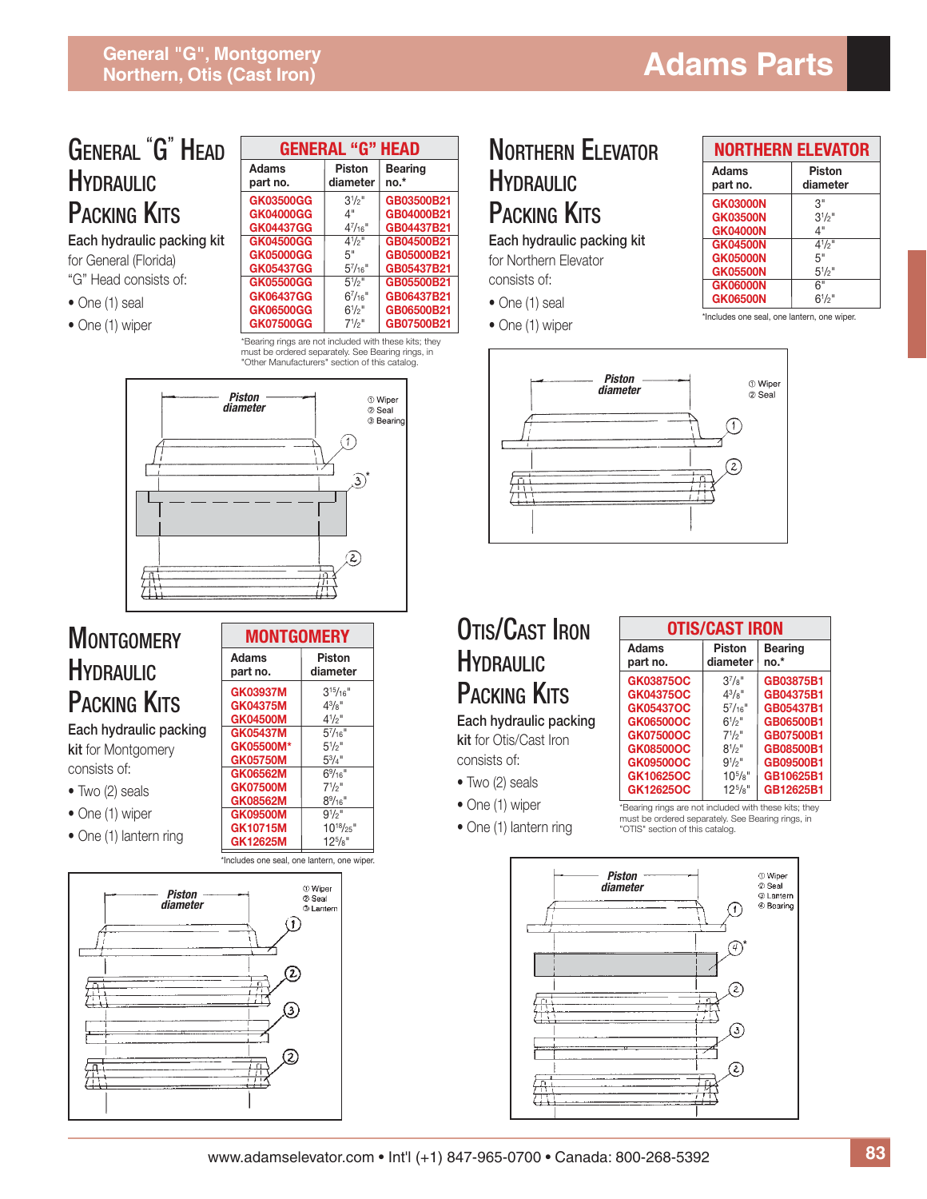# General "G" Head Hydraulic Packing Kits

Each hydraulic packing kit for General (Florida) "G" Head consists of:

- One (1) seal
- One (1) wiper

| GENERAL "G" HEAD | | |
|---|---|---|
| Adams part no. | Piston diameter | Bearing no.* |
| GK03500GG | $3^1/_2$" | GB03500B21 |
| GK04000GG | 4" | GB04000B21 |
| GK04437GG | $4^7/_{16}$" | GB04437B21 |
| GK04500GG | $4^1/_2$" | GB04500B21 |
| GK05000GG | 5" | GB05000B21 |
| GK05437GG | $5^7/_{16}$" | GB05437B21 |
| GK05500GG | $5^1/_2$" | GB05500B21 |
| GK06437GG | $6^7/_{16}$" | GB06437B21 |
| GK06500GG | $6^1/_2$" | GB06500B21 |
| GK07500GG | $7^1/_2$" | GB07500B21 |

*Bearing rings are not included with these kits; they must be ordered separately. See Bearing rings, in "Other Manufacturers" section of this catalog.

Piston diameter — ① Wiper ② Seal ③ Bearing

# Northern Elevator Hydraulic Packing Kits

Each hydraulic packing kit for Northern Elevator consists of:

- One (1) seal
- One (1) wiper

| NORTHERN ELEVATOR | |
|---|---|
| Adams part no. | Piston diameter |
| GK03000N | 3" |
| GK03500N | $3^1/_2$" |
| GK04000N | 4" |
| GK04500N | $4^1/_2$" |
| GK05000N | 5" |
| GK05500N | $5^1/_2$" |
| GK06000N | 6" |
| GK06500N | $6^1/_2$" |

*Includes one seal, one lantern, one wiper.

Piston diameter — ① Wiper ② Seal

# Montgomery Hydraulic Packing Kits

Each hydraulic packing kit for Montgomery consists of:

- Two (2) seals
- One (1) wiper
- One (1) lantern ring

| MONTGOMERY | |
|---|---|
| Adams part no. | Piston diameter |
| GK03937M | $3^{15}/_{16}$" |
| GK04375M | $4^3/_8$" |
| GK04500M | $4^1/_2$" |
| GK05437M | $5^7/_{16}$" |
| GK05500M* | $5^1/_2$" |
| GK05750M | $5^3/_4$" |
| GK06562M | $6^9/_{16}$" |
| GK07500M | $7^1/_2$" |
| GK08562M | $8^9/_{16}$" |
| GK09500M | $9^1/_2$" |
| GK10715M | $10^{18}/_{25}$" |
| GK12625M | $12^5/_8$" |

*Includes one seal, one lantern, one wiper.

Piston diameter — ① Wiper ② Seal ③ Lantern

# Otis/Cast Iron Hydraulic Packing Kits

Each hydraulic packing kit for Otis/Cast Iron consists of:

- Two (2) seals
- One (1) wiper
- One (1) lantern ring

| OTIS/CAST IRON | | |
|---|---|---|
| Adams part no. | Piston diameter | Bearing no.* |
| GK03875OC | $3^7/_8$" | GB03875B1 |
| GK04375OC | $4^3/_8$" | GB04375B1 |
| GK05437OC | $5^7/_{16}$" | GB05437B1 |
| GK06500OC | $6^1/_2$" | GB06500B1 |
| GK07500OC | $7^1/_2$" | GB07500B1 |
| GK08500OC | $8^1/_2$" | GB08500B1 |
| GK09500OC | $9^1/_2$" | GB09500B1 |
| GK10625OC | $10^5/_8$" | GB10625B1 |
| GK12625OC | $12^5/_8$" | GB12625B1 |

*Bearing rings are not included with these kits; they must be ordered separately. See Bearing rings, in "OTIS" section of this catalog.

Piston diameter — ① Wiper ② Seal ③ Lantern ④ Bearing

www.adamselevator.com • Int'l (+1) 847-965-0700 • Canada: 800-268-5392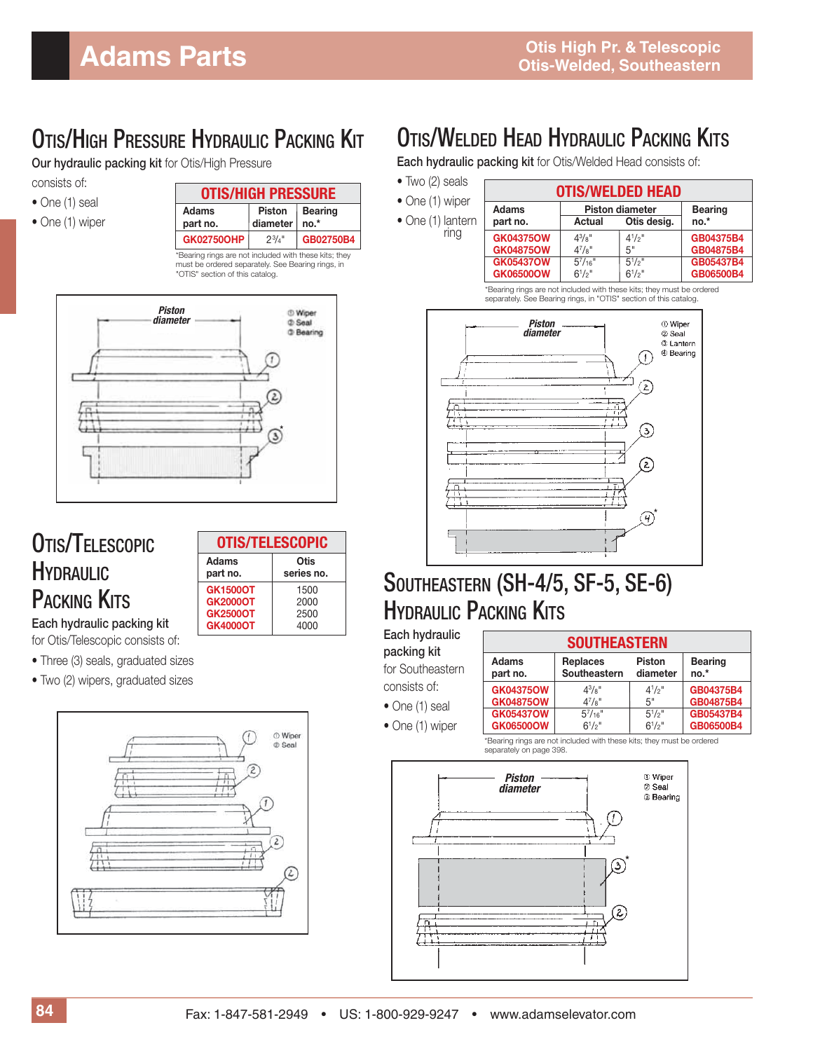# Adams Parts

## Otis/High Pressure Hydraulic Packing Kit

**Our hydraulic packing kit** for Otis/High Pressure consists of:

- One (1) seal
- One (1) wiper

| OTIS/HIGH PRESSURE | | |
|---|---|---|
| **Adams part no.** | **Piston diameter** | **Bearing no.*** |
| GK02750OHP | $2^{3}/_{4}$" | GB02750B4 |

*Bearing rings are not included with these kits; they must be ordered separately. See Bearing rings, in "OTIS" section of this catalog.

Piston diameter
① Wiper
② Seal
③ Bearing

## Otis/Telescopic Hydraulic Packing Kits

**Each hydraulic packing kit** for Otis/Telescopic consists of:

- Three (3) seals, graduated sizes
- Two (2) wipers, graduated sizes

| OTIS/TELESCOPIC | |
|---|---|
| **Adams part no.** | **Otis series no.** |
| GK1500OT | 1500 |
| GK2000OT | 2000 |
| GK2500OT | 2500 |
| GK4000OT | 4000 |

① Wiper
② Seal

## Otis/Welded Head Hydraulic Packing Kits

**Each hydraulic packing kit** for Otis/Welded Head consists of:

- Two (2) seals
- One (1) wiper
- One (1) lantern ring

| OTIS/WELDED HEAD | | | |
|---|---|---|---|
| **Adams part no.** | **Piston diameter** | | **Bearing no.*** |
| | **Actual** | **Otis desig.** | |
| GK04375OW | $4^{3}/_{8}$" | $4^{1}/_{2}$" | GB04375B4 |
| GK04875OW | $4^{7}/_{8}$" | 5" | GB04875B4 |
| GK05437OW | $5^{7}/_{16}$" | $5^{1}/_{2}$" | GB05437B4 |
| GK06500OW | $6^{1}/_{2}$" | $6^{1}/_{2}$" | GB06500B4 |

*Bearing rings are not included with these kits; they must be ordered separately. See Bearing rings, in "OTIS" section of this catalog.

Piston diameter
① Wiper
② Seal
③ Lantern
④ Bearing

## Southeastern (SH-4/5, SF-5, SE-6) Hydraulic Packing Kits

**Each hydraulic packing kit** for Southeastern consists of:

- One (1) seal
- One (1) wiper

| SOUTHEASTERN | | | |
|---|---|---|---|
| **Adams part no.** | **Replaces Southeastern** | **Piston diameter** | **Bearing no.*** |
| GK04375OW | $4^{3}/_{8}$" | $4^{1}/_{2}$" | GB04375B4 |
| GK04875OW | $4^{7}/_{8}$" | 5" | GB04875B4 |
| GK05437OW | $5^{7}/_{16}$" | $5^{1}/_{2}$" | GB05437B4 |
| GK06500OW | $6^{1}/_{2}$" | $6^{1}/_{2}$" | GB06500B4 |

*Bearing rings are not included with these kits; they must be ordered separately on page 398.

Piston diameter
① Wiper
② Seal
③ Bearing

Fax: 1-847-581-2949 • US: 1-800-929-9247 • www.adamselevator.com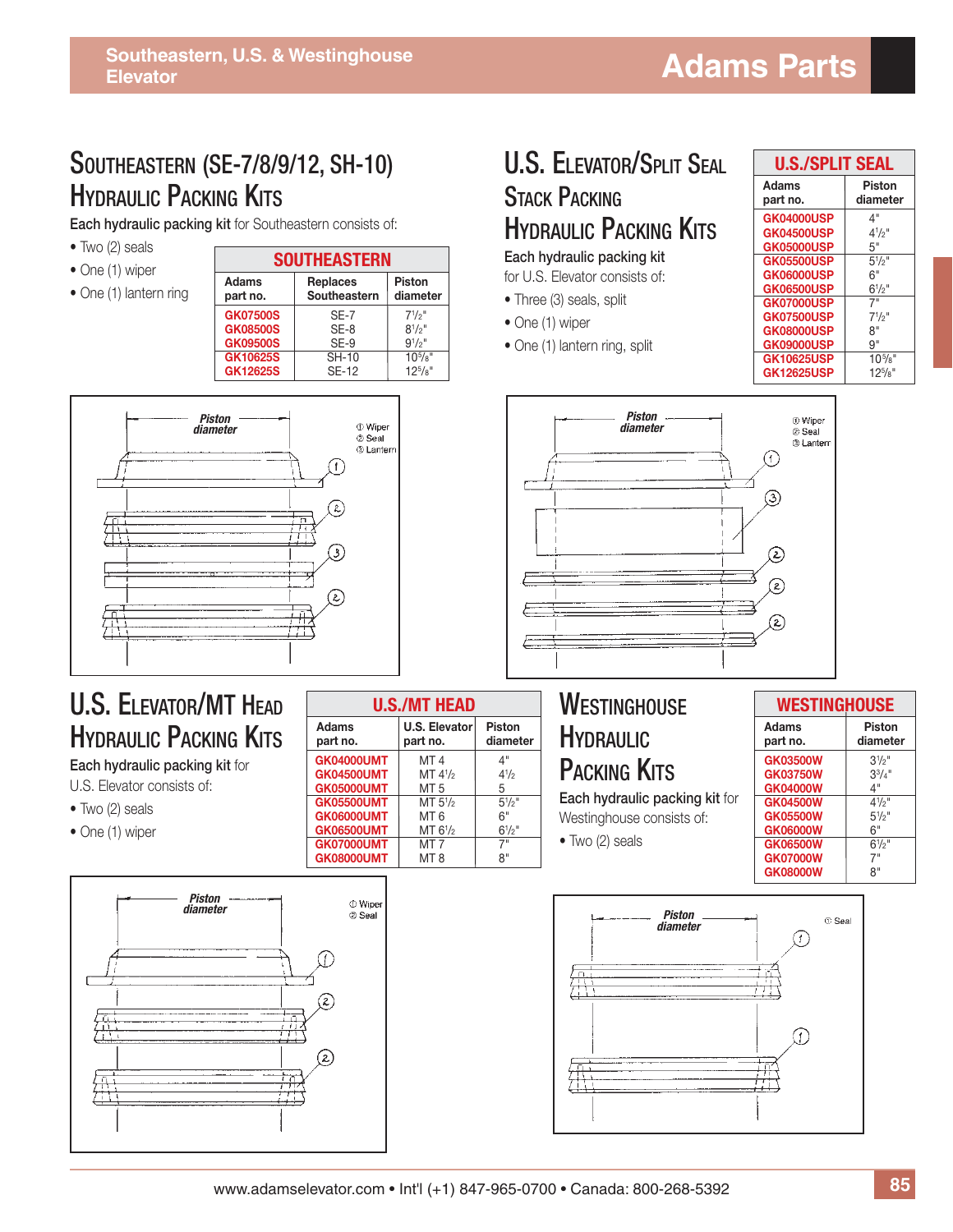# Southeastern (SE-7/8/9/12, SH-10) Hydraulic Packing Kits

**Each hydraulic packing kit** for Southeastern consists of:

- Two (2) seals
- One (1) wiper
- One (1) lantern ring

| SOUTHEASTERN | | |
|---|---|---|
| **Adams part no.** | **Replaces Southeastern** | **Piston diameter** |
| GK07500S | SE-7 | 7½" |
| GK08500S | SE-8 | 8½" |
| GK09500S | SE-9 | 9½" |
| GK10625S | SH-10 | 10⅝" |
| GK12625S | SE-12 | 12⅝" |

Piston diameter
① Wiper
② Seal
③ Lantern

# U.S. Elevator/Split Seal Stack Packing Hydraulic Packing Kits

**Each hydraulic packing kit** for U.S. Elevator consists of:

- Three (3) seals, split
- One (1) wiper
- One (1) lantern ring, split

| U.S./SPLIT SEAL | |
|---|---|
| **Adams part no.** | **Piston diameter** |
| GK04000USP | 4" |
| GK04500USP | 4½" |
| GK05000USP | 5" |
| GK05500USP | 5½" |
| GK06000USP | 6" |
| GK06500USP | 6½" |
| GK07000USP | 7" |
| GK07500USP | 7½" |
| GK08000USP | 8" |
| GK09000USP | 9" |
| GK10625USP | 10⅝" |
| GK12625USP | 12⅝" |

Piston diameter
① Wiper
② Seal
③ Lantern

# U.S. Elevator/MT Head Hydraulic Packing Kits

**Each hydraulic packing kit** for U.S. Elevator consists of:

- Two (2) seals
- One (1) wiper

| U.S./MT HEAD | | |
|---|---|---|
| **Adams part no.** | **U.S. Elevator part no.** | **Piston diameter** |
| GK04000UMT | MT 4 | 4" |
| GK04500UMT | MT 4½ | 4½ |
| GK05000UMT | MT 5 | 5 |
| GK05500UMT | MT 5½ | 5½" |
| GK06000UMT | MT 6 | 6" |
| GK06500UMT | MT 6½ | 6½" |
| GK07000UMT | MT 7 | 7" |
| GK08000UMT | MT 8 | 8" |

Piston diameter
① Wiper
② Seal

# Westinghouse Hydraulic Packing Kits

**Each hydraulic packing kit** for Westinghouse consists of:

- Two (2) seals

| WESTINGHOUSE | |
|---|---|
| **Adams part no.** | **Piston diameter** |
| GK03500W | 3½" |
| GK03750W | 3¾" |
| GK04000W | 4" |
| GK04500W | 4½" |
| GK05500W | 5½" |
| GK06000W | 6" |
| GK06500W | 6½" |
| GK07000W | 7" |
| GK08000W | 8" |

Piston diameter
① Seal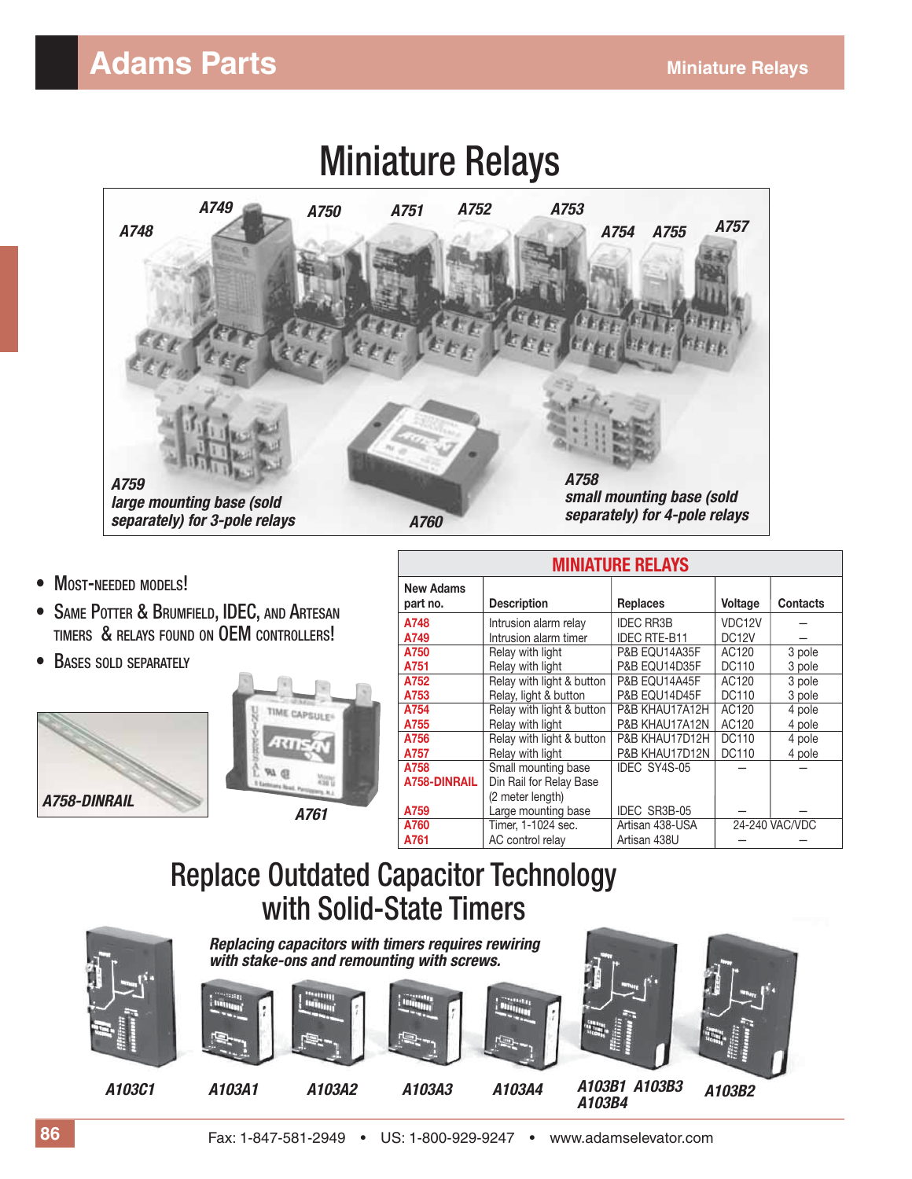# Miniature Relays

A748 A749 A750 A751 A752 A753 A754 A755 A757

**A759** *large mounting base (sold separately) for 3-pole relays*

**A760**

**A758** *small mounting base (sold separately) for 4-pole relays*

- Most-needed models!
- Same Potter & Brumfield, IDEC, and Artesan timers & relays found on OEM controllers!
- Bases sold separately

**A758-DINRAIL**

**A761**

| MINIATURE RELAYS | | | | |
|---|---|---|---|---|
| **New Adams part no.** | **Description** | **Replaces** | **Voltage** | **Contacts** |
| A748 | Intrusion alarm relay | IDEC RR3B | VDC12V | – |
| A749 | Intrusion alarm timer | IDEC RTE-B11 | DC12V | – |
| A750 | Relay with light | P&B EQU14A35F | AC120 | 3 pole |
| A751 | Relay with light | P&B EQU14D35F | DC110 | 3 pole |
| A752 | Relay with light & button | P&B EQU14A45F | AC120 | 3 pole |
| A753 | Relay, light & button | P&B EQU14D45F | DC110 | 3 pole |
| A754 | Relay with light & button | P&B KHAU17A12H | AC120 | 4 pole |
| A755 | Relay with light | P&B KHAU17A12N | AC120 | 4 pole |
| A756 | Relay with light & button | P&B KHAU17D12H | DC110 | 4 pole |
| A757 | Relay with light | P&B KHAU17D12N | DC110 | 4 pole |
| A758 | Small mounting base | IDEC SY4S-05 | – | – |
| A758-DINRAIL | Din Rail for Relay Base (2 meter length) | | | |
| A759 | Large mounting base | IDEC SR3B-05 | – | – |
| A760 | Timer, 1-1024 sec. | Artisan 438-USA | 24-240 VAC/VDC | |
| A761 | AC control relay | Artisan 438U | – | – |

# Replace Outdated Capacitor Technology with Solid-State Timers

*Replacing capacitors with timers requires rewiring with stake-ons and remounting with screws.*

A103C1 A103A1 A103A2 A103A3 A103A4 A103B1 A103B3 A103B4 A103B2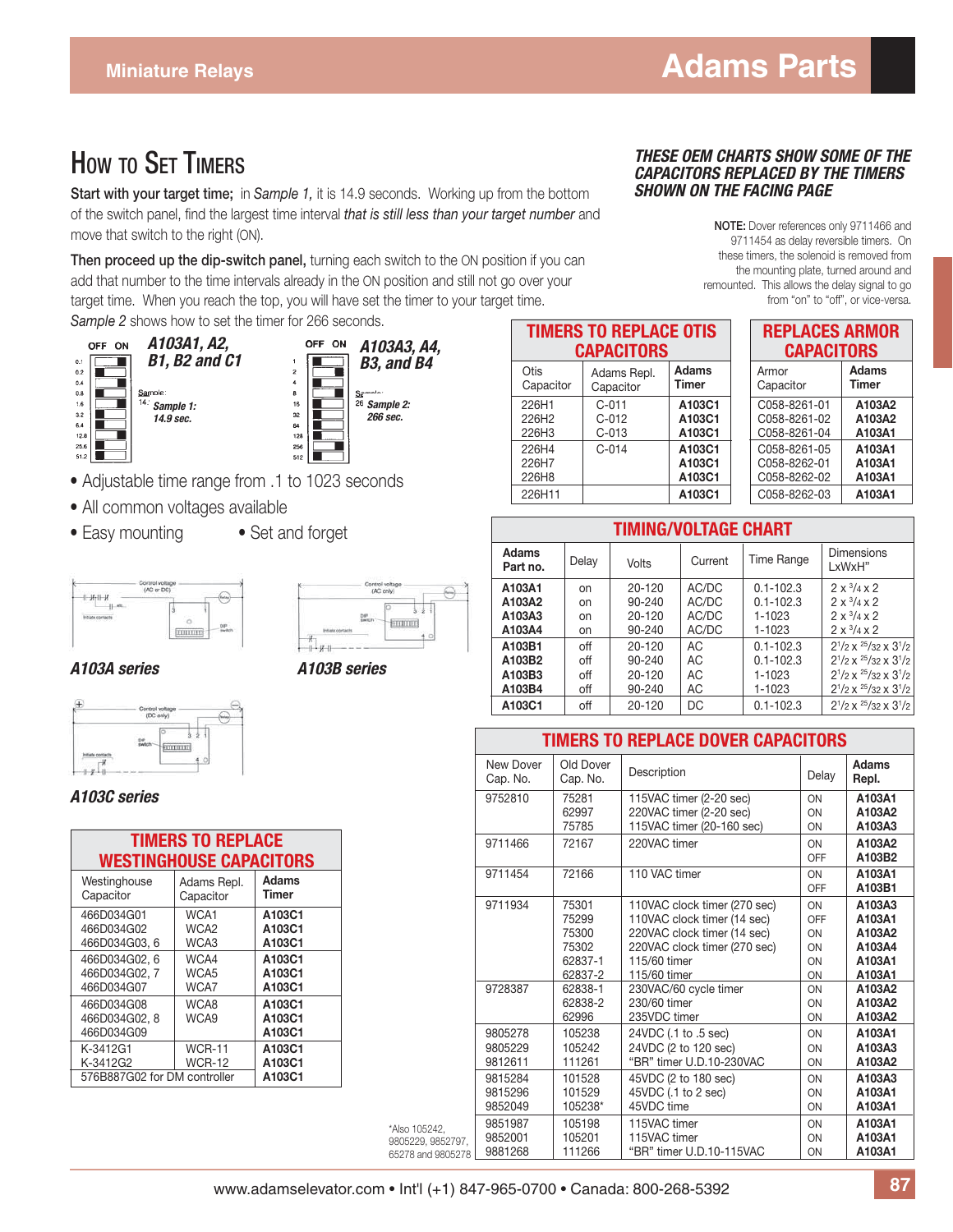## How to Set Timers

**Start with your target time;** in *Sample 1,* it is 14.9 seconds. Working up from the bottom of the switch panel, find the largest time interval *that is still less than your target number* and move that switch to the right (ON).

**Then proceed up the dip-switch panel,** turning each switch to the ON position if you can add that number to the time intervals already in the ON position and still not go over your target time. When you reach the top, you will have set the timer to your target time. *Sample 2* shows how to set the timer for 266 seconds.

***A103A1, A2, B1, B2 and C1***

OFF ON — 0.1, 0.2, 0.4, 0.8, 1.6, 3.2, 6.4, 12.8, 25.6, 51.2

*Sample 1: 14.9 sec.*

***A103A3, A4, B3, and B4***

OFF ON — 1, 2, 4, 8, 16, 32, 64, 128, 256, 512

*Sample 2: 266 sec.*

- Adjustable time range from .1 to 1023 seconds
- All common voltages available
- Easy mounting
- Set and forget

***A103A series***

***A103B series***

***A103C series***

### TIMERS TO REPLACE WESTINGHOUSE CAPACITORS

| Westinghouse Capacitor | Adams Repl. Capacitor | Adams Timer |
|---|---|---|
| 466D034G01 | WCA1 | A103C1 |
| 466D034G02 | WCA2 | A103C1 |
| 466D034G03, 6 | WCA3 | A103C1 |
| 466D034G02, 6 | WCA4 | A103C1 |
| 466D034G02, 7 | WCA5 | A103C1 |
| 466D034G07 | WCA7 | A103C1 |
| 466D034G08 | WCA8 | A103C1 |
| 466D034G02, 8 | WCA9 | A103C1 |
| 466D034G09 | | A103C1 |
| K-3412G1 | WCR-11 | A103C1 |
| K-3412G2 | WCR-12 | A103C1 |
| 576B887G02 for DM controller | | A103C1 |

***THESE OEM CHARTS SHOW SOME OF THE CAPACITORS REPLACED BY THE TIMERS SHOWN ON THE FACING PAGE***

**NOTE:** Dover references only 9711466 and 9711454 as delay reversible timers. On these timers, the solenoid is removed from the mounting plate, turned around and remounted. This allows the delay signal to go from "on" to "off", or vice-versa.

### TIMERS TO REPLACE OTIS CAPACITORS

| Otis Capacitor | Adams Repl. Capacitor | Adams Timer |
|---|---|---|
| 226H1 | C-011 | A103C1 |
| 226H2 | C-012 | A103C1 |
| 226H3 | C-013 | A103C1 |
| 226H4 | C-014 | A103C1 |
| 226H7 | | A103C1 |
| 226H8 | | A103C1 |
| 226H11 | | A103C1 |

### REPLACES ARMOR CAPACITORS

| Armor Capacitor | Adams Timer |
|---|---|
| C058-8261-01 | A103A2 |
| C058-8261-02 | A103A2 |
| C058-8261-04 | A103A1 |
| C058-8261-05 | A103A1 |
| C058-8262-01 | A103A1 |
| C058-8262-02 | A103A1 |
| C058-8262-03 | A103A1 |

### TIMING/VOLTAGE CHART

| Adams Part no. | Delay | Volts | Current | Time Range | Dimensions LxWxH" |
|---|---|---|---|---|---|
| A103A1 | on | 20-120 | AC/DC | 0.1-102.3 | 2 x 3/4 x 2 |
| A103A2 | on | 90-240 | AC/DC | 0.1-102.3 | 2 x 3/4 x 2 |
| A103A3 | on | 20-120 | AC/DC | 1-1023 | 2 x 3/4 x 2 |
| A103A4 | on | 90-240 | AC/DC | 1-1023 | 2 x 3/4 x 2 |
| A103B1 | off | 20-120 | AC | 0.1-102.3 | 2 1/2 x 25/32 x 3 1/2 |
| A103B2 | off | 90-240 | AC | 0.1-102.3 | 2 1/2 x 25/32 x 3 1/2 |
| A103B3 | off | 20-120 | AC | 1-1023 | 2 1/2 x 25/32 x 3 1/2 |
| A103B4 | off | 90-240 | AC | 1-1023 | 2 1/2 x 25/32 x 3 1/2 |
| A103C1 | off | 20-120 | DC | 0.1-102.3 | 2 1/2 x 25/32 x 3 1/2 |

### TIMERS TO REPLACE DOVER CAPACITORS

| New Dover Cap. No. | Old Dover Cap. No. | Description | Delay | Adams Repl. |
|---|---|---|---|---|
| 9752810 | 75281 | 115VAC timer (2-20 sec) | ON | A103A1 |
| | 62997 | 220VAC timer (2-20 sec) | ON | A103A2 |
| | 75785 | 115VAC timer (20-160 sec) | ON | A103A3 |
| 9711466 | 72167 | 220VAC timer | ON | A103A2 |
| | | | OFF | A103B2 |
| 9711454 | 72166 | 110 VAC timer | ON | A103A1 |
| | | | OFF | A103B1 |
| 9711934 | 75301 | 110VAC clock timer (270 sec) | ON | A103A3 |
| | 75299 | 110VAC clock timer (14 sec) | OFF | A103A1 |
| | 75300 | 220VAC clock timer (14 sec) | ON | A103A2 |
| | 75302 | 220VAC clock timer (270 sec) | ON | A103A4 |
| | 62837-1 | 115/60 timer | ON | A103A1 |
| | 62837-2 | 115/60 timer | ON | A103A1 |
| 9728387 | 62838-1 | 230VAC/60 cycle timer | ON | A103A2 |
| | 62838-2 | 230/60 timer | ON | A103A2 |
| | 62996 | 235VDC timer | ON | A103A2 |
| 9805278 | 105238 | 24VDC (.1 to .5 sec) | ON | A103A1 |
| 9805229 | 105242 | 24VDC (2 to 120 sec) | ON | A103A3 |
| 9812611 | 111261 | "BR" timer U.D.10-230VAC | ON | A103A2 |
| 9815284 | 101528 | 45VDC (2 to 180 sec) | ON | A103A3 |
| 9815296 | 101529 | 45VDC (.1 to 2 sec) | ON | A103A1 |
| 9852049 | 105238* | 45VDC time | ON | A103A1 |
| 9851987 | 105198 | 115VAC timer | ON | A103A1 |
| 9852001 | 105201 | 115VAC timer | ON | A103A1 |
| 9881268 | 111266 | "BR" timer U.D.10-115VAC | ON | A103A1 |

*Also 105242, 9805229, 9852797, 65278 and 9805278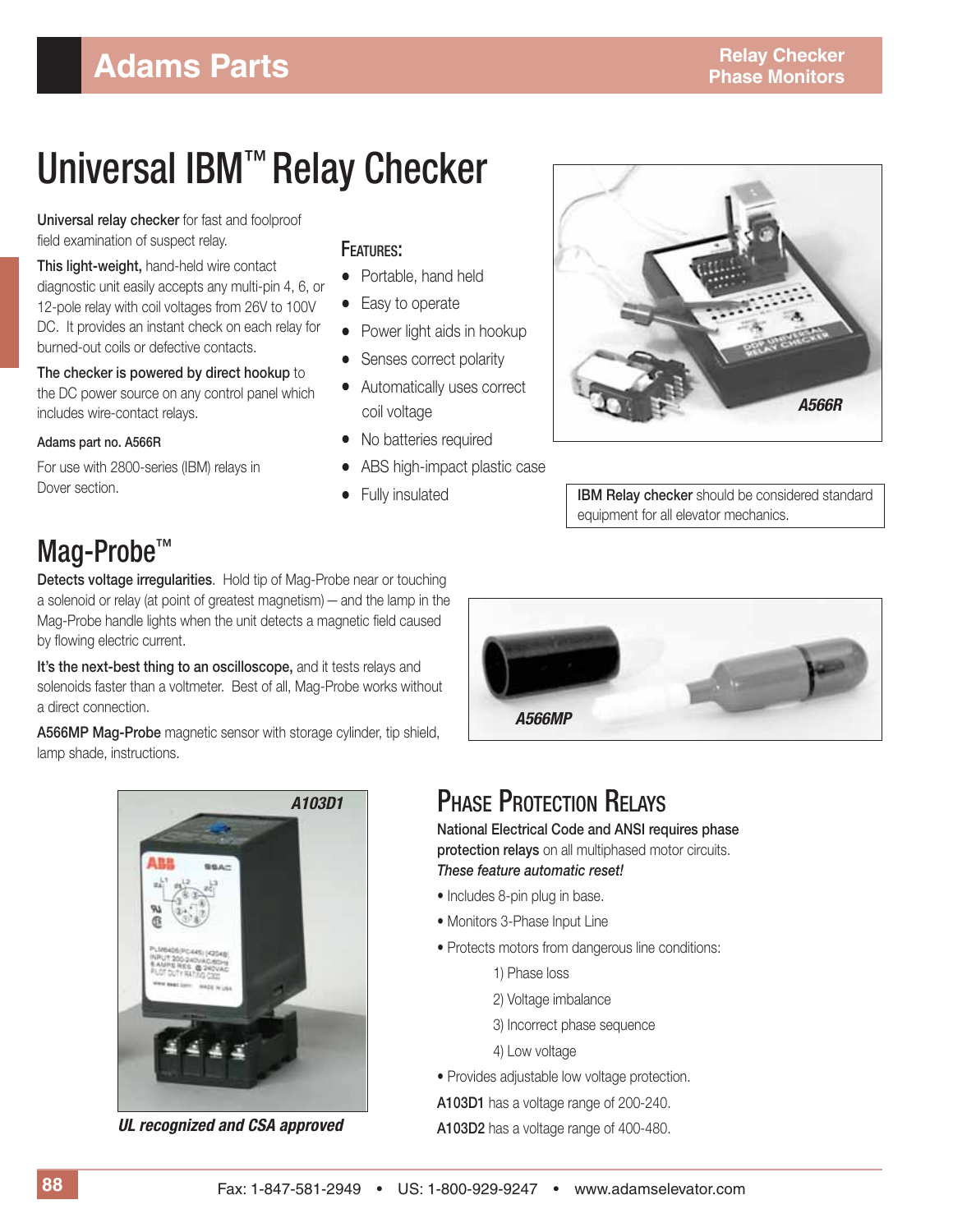# Universal IBM™ Relay Checker

**Universal relay checker** for fast and foolproof field examination of suspect relay.

**This light-weight,** hand-held wire contact diagnostic unit easily accepts any multi-pin 4, 6, or 12-pole relay with coil voltages from 26V to 100V DC. It provides an instant check on each relay for burned-out coils or defective contacts.

**The checker is powered by direct hookup** to the DC power source on any control panel which includes wire-contact relays.

Adams part no. A566R

For use with 2800-series (IBM) relays in Dover section.

### Features:

- Portable, hand held
- Easy to operate
- Power light aids in hookup
- Senses correct polarity
- Automatically uses correct coil voltage
- No batteries required
- ABS high-impact plastic case
- Fully insulated

A566R

**IBM Relay checker** should be considered standard equipment for all elevator mechanics.

## Mag-Probe™

**Detects voltage irregularities**. Hold tip of Mag-Probe near or touching a solenoid or relay (at point of greatest magnetism) — and the lamp in the Mag-Probe handle lights when the unit detects a magnetic field caused by flowing electric current.

**It's the next-best thing to an oscilloscope,** and it tests relays and solenoids faster than a voltmeter. Best of all, Mag-Probe works without a direct connection.

**A566MP Mag-Probe** magnetic sensor with storage cylinder, tip shield, lamp shade, instructions.

A566MP

## Phase Protection Relays

**National Electrical Code and ANSI requires phase protection relays** on all multiphased motor circuits.

***These feature automatic reset!***

- Includes 8-pin plug in base.
- Monitors 3-Phase Input Line
- Protects motors from dangerous line conditions:
  1) Phase loss
  2) Voltage imbalance
  3) Incorrect phase sequence
  4) Low voltage
- Provides adjustable low voltage protection.

**A103D1** has a voltage range of 200-240.

**A103D2** has a voltage range of 400-480.

A103D1

***UL recognized and CSA approved***

Fax: 1-847-581-2949 • US: 1-800-929-9247 • www.adamselevator.com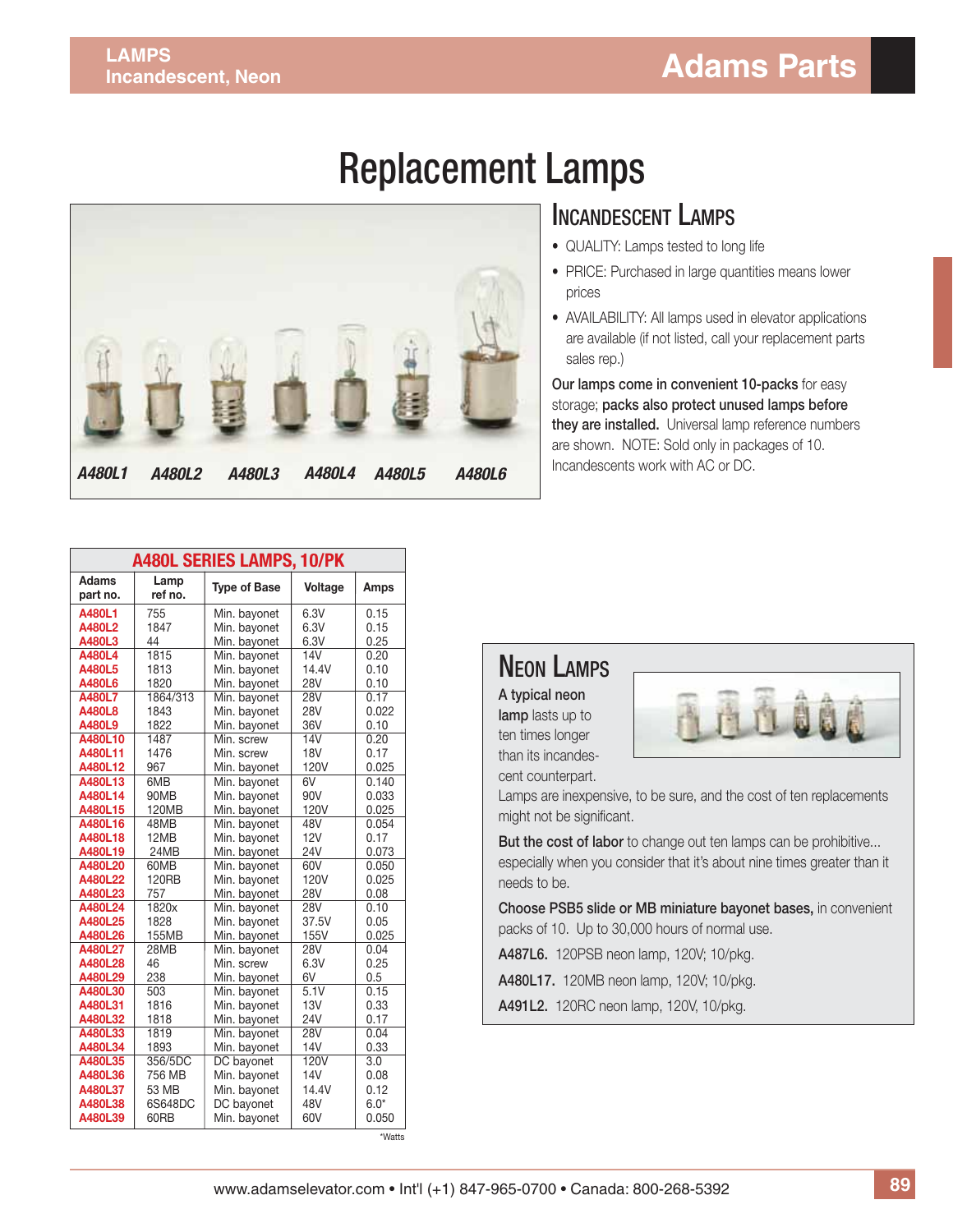# Replacement Lamps

A480L1 A480L2 A480L3 A480L4 A480L5 A480L6

## Incandescent Lamps

- QUALITY: Lamps tested to long life
- PRICE: Purchased in large quantities means lower prices
- AVAILABILITY: All lamps used in elevator applications are available (if not listed, call your replacement parts sales rep.)

**Our lamps come in convenient 10-packs** for easy storage; **packs also protect unused lamps before they are installed.** Universal lamp reference numbers are shown. NOTE: Sold only in packages of 10. Incandescents work with AC or DC.

**A480L SERIES LAMPS, 10/PK**

| Adams part no. | Lamp ref no. | Type of Base | Voltage | Amps |
|---|---|---|---|---|
| A480L1 | 755 | Min. bayonet | 6.3V | 0.15 |
| A480L2 | 1847 | Min. bayonet | 6.3V | 0.15 |
| A480L3 | 44 | Min. bayonet | 6.3V | 0.25 |
| A480L4 | 1815 | Min. bayonet | 14V | 0.20 |
| A480L5 | 1813 | Min. bayonet | 14.4V | 0.10 |
| A480L6 | 1820 | Min. bayonet | 28V | 0.10 |
| A480L7 | 1864/313 | Min. bayonet | 28V | 0.17 |
| A480L8 | 1843 | Min. bayonet | 28V | 0.022 |
| A480L9 | 1822 | Min. bayonet | 36V | 0.10 |
| A480L10 | 1487 | Min. screw | 14V | 0.20 |
| A480L11 | 1476 | Min. screw | 18V | 0.17 |
| A480L12 | 967 | Min. bayonet | 120V | 0.025 |
| A480L13 | 6MB | Min. bayonet | 6V | 0.140 |
| A480L14 | 90MB | Min. bayonet | 90V | 0.033 |
| A480L15 | 120MB | Min. bayonet | 120V | 0.025 |
| A480L16 | 48MB | Min. bayonet | 48V | 0.054 |
| A480L18 | 12MB | Min. bayonet | 12V | 0.17 |
| A480L19 | 24MB | Min. bayonet | 24V | 0.073 |
| A480L20 | 60MB | Min. bayonet | 60V | 0.050 |
| A480L22 | 120RB | Min. bayonet | 120V | 0.025 |
| A480L23 | 757 | Min. bayonet | 28V | 0.08 |
| A480L24 | 1820x | Min. bayonet | 28V | 0.10 |
| A480L25 | 1828 | Min. bayonet | 37.5V | 0.05 |
| A480L26 | 155MB | Min. bayonet | 155V | 0.025 |
| A480L27 | 28MB | Min. bayonet | 28V | 0.04 |
| A480L28 | 46 | Min. screw | 6.3V | 0.25 |
| A480L29 | 238 | Min. bayonet | 6V | 0.5 |
| A480L30 | 503 | Min. bayonet | 5.1V | 0.15 |
| A480L31 | 1816 | Min. bayonet | 13V | 0.33 |
| A480L32 | 1818 | Min. bayonet | 24V | 0.17 |
| A480L33 | 1819 | Min. bayonet | 28V | 0.04 |
| A480L34 | 1893 | Min. bayonet | 14V | 0.33 |
| A480L35 | 356/5DC | DC bayonet | 120V | 3.0 |
| A480L36 | 756 MB | Min. bayonet | 14V | 0.08 |
| A480L37 | 53 MB | Min. bayonet | 14.4V | 0.12 |
| A480L38 | 6S648DC | DC bayonet | 48V | 6.0* |
| A480L39 | 60RB | Min. bayonet | 60V | 0.050 |

*Watts

## Neon Lamps

**A typical neon lamp** lasts up to ten times longer than its incandescent counterpart. Lamps are inexpensive, to be sure, and the cost of ten replacements might not be significant.

**But the cost of labor** to change out ten lamps can be prohibitive... especially when you consider that it's about nine times greater than it needs to be.

**Choose PSB5 slide or MB miniature bayonet bases,** in convenient packs of 10. Up to 30,000 hours of normal use.

**A487L6.** 120PSB neon lamp, 120V; 10/pkg.

**A480L17.** 120MB neon lamp, 120V; 10/pkg.

**A491L2.** 120RC neon lamp, 120V, 10/pkg.

www.adamselevator.com • Int'l (+1) 847-965-0700 • Canada: 800-268-5392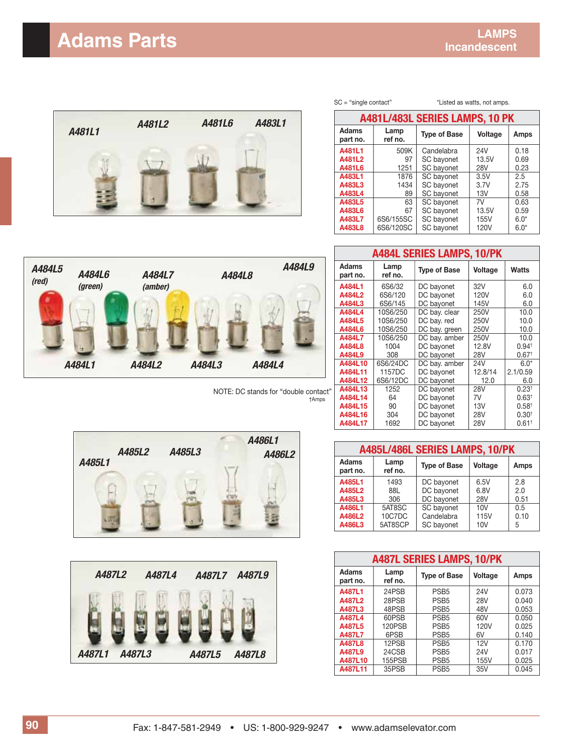# Adams Parts

## LAMPS Incandescent

SC = "single contact"  *Listed as watts, not amps.

### A481L/483L SERIES LAMPS, 10 PK

| Adams part no. | Lamp ref no. | Type of Base | Voltage | Amps |
|---|---|---|---|---|
| A481L1 | 509K | Candelabra | 24V | 0.18 |
| A481L2 | 97 | SC bayonet | 13.5V | 0.69 |
| A481L6 | 1251 | SC bayonet | 28V | 0.23 |
| A483L1 | 1876 | SC bayonet | 3.5V | 2.5 |
| A483L3 | 1434 | SC bayonet | 3.7V | 2.75 |
| A483L4 | 89 | SC bayonet | 13V | 0.58 |
| A483L5 | 63 | SC bayonet | 7V | 0.63 |
| A483L6 | 67 | SC bayonet | 13.5V | 0.59 |
| A483L7 | 6S6/155SC | SC bayonet | 155V | 6.0* |
| A483L8 | 6S6/120SC | SC bayonet | 120V | 6.0* |

### A484L SERIES LAMPS, 10/PK

| Adams part no. | Lamp ref no. | Type of Base | Voltage | Watts |
|---|---|---|---|---|
| A484L1 | 6S6/32 | DC bayonet | 32V | 6.0 |
| A484L2 | 6S6/120 | DC bayonet | 120V | 6.0 |
| A484L3 | 6S6/145 | DC bayonet | 145V | 6.0 |
| A484L4 | 10S6/250 | DC bay. clear | 250V | 10.0 |
| A484L5 | 10S6/250 | DC bay. red | 250V | 10.0 |
| A484L6 | 10S6/250 | DC bay. green | 250V | 10.0 |
| A484L7 | 10S6/250 | DC bay. amber | 250V | 10.0 |
| A484L8 | 1004 | DC bayonet | 12.8V | 0.94† |
| A484L9 | 308 | DC bayonet | 28V | 0.67† |
| A484L10 | 6S6/24DC | DC bay. amber | 24V | 6.0* |
| A484L11 | 1157DC | DC bayonet | 12.8/14 | 2.1/0.59 |
| A484L12 | 6S6/12DC | DC bayonet | 12.0 | 6.0 |
| A484L13 | 1252 | DC bayonet | 28V | 0.23† |
| A484L14 | 64 | DC bayonet | 7V | 0.63† |
| A484L15 | 90 | DC bayonet | 13V | 0.58† |
| A484L16 | 304 | DC bayonet | 28V | 0.30† |
| A484L17 | 1692 | DC bayonet | 28V | 0.61† |

NOTE: DC stands for "double contact"
†Amps

### A485L/486L SERIES LAMPS, 10/PK

| Adams part no. | Lamp ref no. | Type of Base | Voltage | Amps |
|---|---|---|---|---|
| A485L1 | 1493 | DC bayonet | 6.5V | 2.8 |
| A485L2 | 88L | DC bayonet | 6.8V | 2.0 |
| A485L3 | 306 | DC bayonet | 28V | 0.51 |
| A486L1 | 5AT8SC | SC bayonet | 10V | 0.5 |
| A486L2 | 10C7DC | Candelabra | 115V | 0.10 |
| A486L3 | 5AT8SCP | SC bayonet | 10V | 5 |

### A487L SERIES LAMPS, 10/PK

| Adams part no. | Lamp ref no. | Type of Base | Voltage | Amps |
|---|---|---|---|---|
| A487L1 | 24PSB | PSB5 | 24V | 0.073 |
| A487L2 | 28PSB | PSB5 | 28V | 0.040 |
| A487L3 | 48PSB | PSB5 | 48V | 0.053 |
| A487L4 | 60PSB | PSB5 | 60V | 0.050 |
| A487L5 | 120PSB | PSB5 | 120V | 0.025 |
| A487L7 | 6PSB | PSB5 | 6V | 0.140 |
| A487L8 | 12PSB | PSB5 | 12V | 0.170 |
| A487L9 | 24CSB | PSB5 | 24V | 0.017 |
| A487L10 | 155PSB | PSB5 | 155V | 0.025 |
| A487L11 | 35PSB | PSB5 | 35V | 0.045 |

Fax: 1-847-581-2949 • US: 1-800-929-9247 • www.adamselevator.com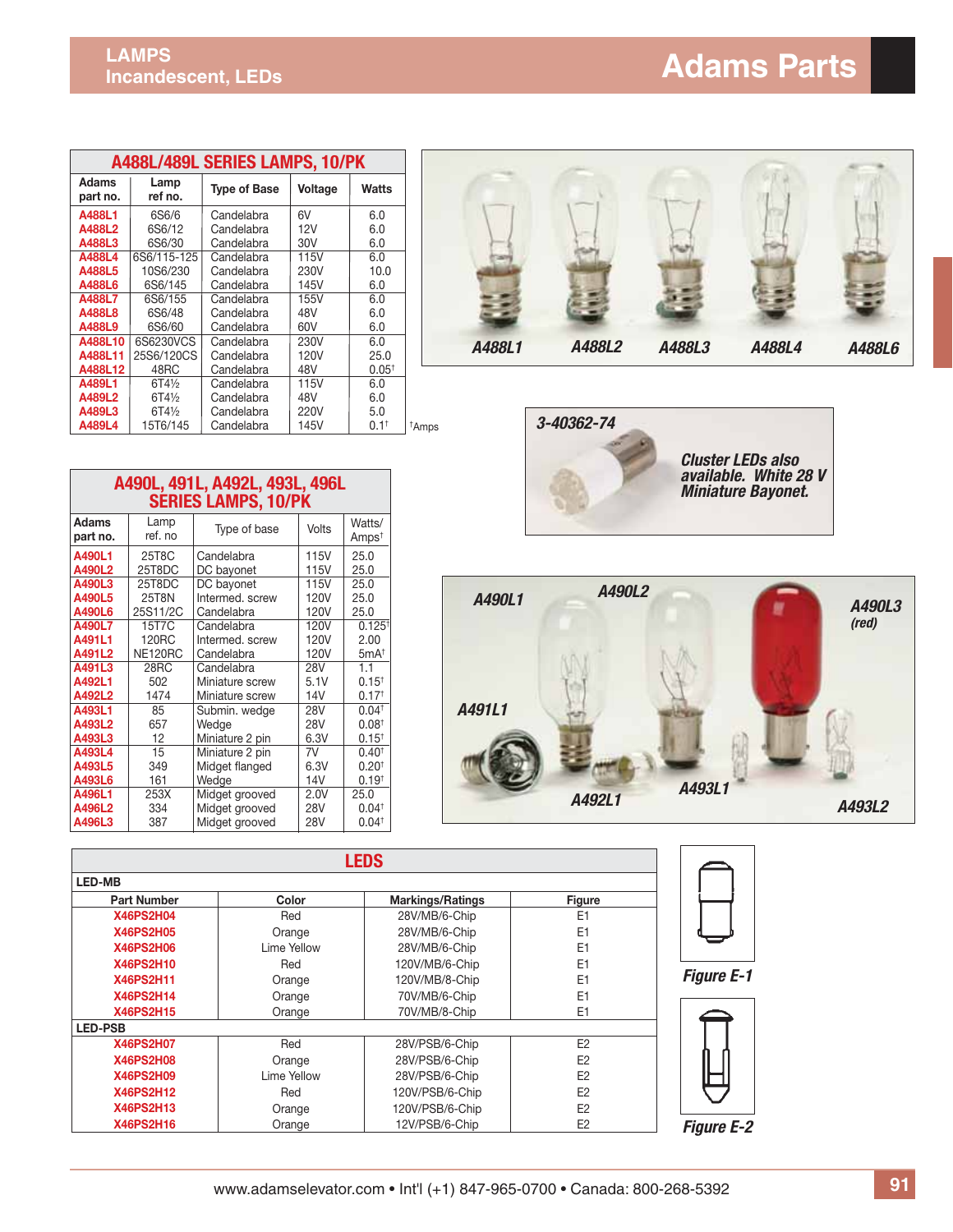## LAMPS
### Incandescent, LEDs

## A488L/489L SERIES LAMPS, 10/PK

| Adams part no. | Lamp ref no. | Type of Base | Voltage | Watts |
|---|---|---|---|---|
| A488L1 | 6S6/6 | Candelabra | 6V | 6.0 |
| A488L2 | 6S6/12 | Candelabra | 12V | 6.0 |
| A488L3 | 6S6/30 | Candelabra | 30V | 6.0 |
| A488L4 | 6S6/115-125 | Candelabra | 115V | 6.0 |
| A488L5 | 10S6/230 | Candelabra | 230V | 10.0 |
| A488L6 | 6S6/145 | Candelabra | 145V | 6.0 |
| A488L7 | 6S6/155 | Candelabra | 155V | 6.0 |
| A488L8 | 6S6/48 | Candelabra | 48V | 6.0 |
| A488L9 | 6S6/60 | Candelabra | 60V | 6.0 |
| A488L10 | 6S6230VCS | Candelabra | 230V | 6.0 |
| A488L11 | 25S6/120CS | Candelabra | 120V | 25.0 |
| A488L12 | 48RC | Candelabra | 48V | 0.05† |
| A489L1 | 6T4½ | Candelabra | 115V | 6.0 |
| A489L2 | 6T4½ | Candelabra | 48V | 6.0 |
| A489L3 | 6T4½ | Candelabra | 220V | 5.0 |
| A489L4 | 15T6/145 | Candelabra | 145V | 0.1† |

†Amps

*A488L1 A488L2 A488L3 A488L4 A488L6*

*3-40362-74*

*Cluster LEDs also available. White 28 V Miniature Bayonet.*

## A490L, 491L, A492L, 493L, 496L SERIES LAMPS, 10/PK

| Adams part no. | Lamp ref. no | Type of base | Volts | Watts/ Amps† |
|---|---|---|---|---|
| A490L1 | 25T8C | Candelabra | 115V | 25.0 |
| A490L2 | 25T8DC | DC bayonet | 115V | 25.0 |
| A490L3 | 25T8DC | DC bayonet | 115V | 25.0 |
| A490L5 | 25T8N | Intermed. screw | 120V | 25.0 |
| A490L6 | 25S11/2C | Candelabra | 120V | 25.0 |
| A490L7 | 15T7C | Candelabra | 120V | 0.125† |
| A491L1 | 120RC | Intermed. screw | 120V | 2.00 |
| A491L2 | NE120RC | Candelabra | 120V | 5mA† |
| A491L3 | 28RC | Candelabra | 28V | 1.1 |
| A492L1 | 502 | Miniature screw | 5.1V | 0.15† |
| A492L2 | 1474 | Miniature screw | 14V | 0.17† |
| A493L1 | 85 | Submin. wedge | 28V | 0.04† |
| A493L2 | 657 | Wedge | 28V | 0.08† |
| A493L3 | 12 | Miniature 2 pin | 6.3V | 0.15† |
| A493L4 | 15 | Miniature 2 pin | 7V | 0.40† |
| A493L5 | 349 | Midget flanged | 6.3V | 0.20† |
| A493L6 | 161 | Wedge | 14V | 0.19† |
| A496L1 | 253X | Midget grooved | 2.0V | 25.0 |
| A496L2 | 334 | Midget grooved | 28V | 0.04† |
| A496L3 | 387 | Midget grooved | 28V | 0.04† |

*A490L1 A490L2 A490L3 (red) A491L1 A492L1 A493L1 A493L2*

## LEDS

| Part Number | Color | Markings/Ratings | Figure |
|---|---|---|---|
| **LED-MB** | | | |
| X46PS2H04 | Red | 28V/MB/6-Chip | E1 |
| X46PS2H05 | Orange | 28V/MB/6-Chip | E1 |
| X46PS2H06 | Lime Yellow | 28V/MB/6-Chip | E1 |
| X46PS2H10 | Red | 120V/MB/6-Chip | E1 |
| X46PS2H11 | Orange | 120V/MB/8-Chip | E1 |
| X46PS2H14 | Orange | 70V/MB/6-Chip | E1 |
| X46PS2H15 | Orange | 70V/MB/8-Chip | E1 |
| **LED-PSB** | | | |
| X46PS2H07 | Red | 28V/PSB/6-Chip | E2 |
| X46PS2H08 | Orange | 28V/PSB/6-Chip | E2 |
| X46PS2H09 | Lime Yellow | 28V/PSB/6-Chip | E2 |
| X46PS2H12 | Red | 120V/PSB/6-Chip | E2 |
| X46PS2H13 | Orange | 120V/PSB/6-Chip | E2 |
| X46PS2H16 | Orange | 12V/PSB/6-Chip | E2 |

*Figure E-1*

*Figure E-2*

www.adamselevator.com • Int'l (+1) 847-965-0700 • Canada: 800-268-5392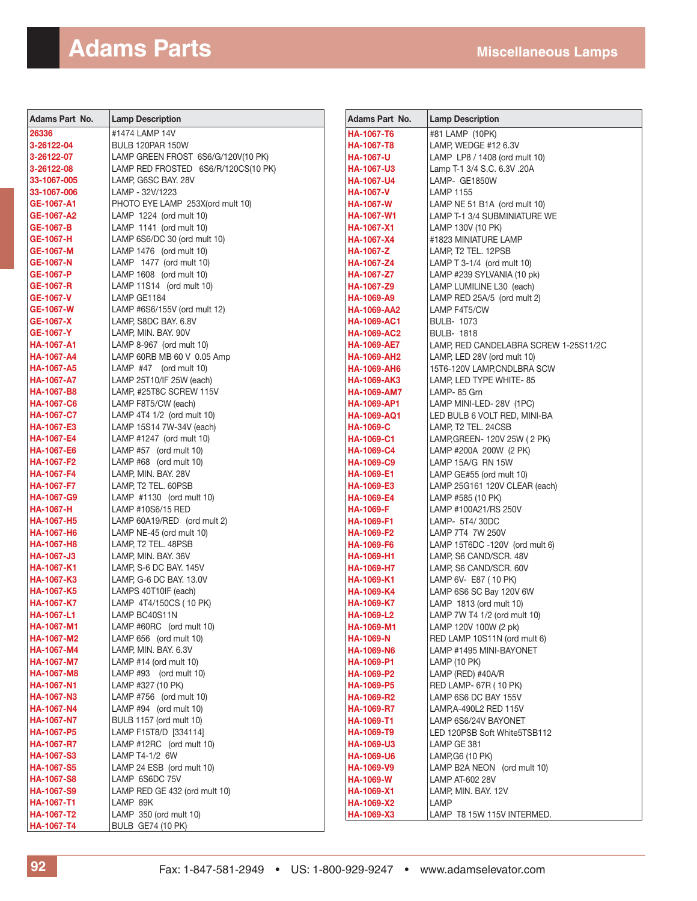# Adams Parts

## Miscellaneous Lamps

| Adams Part No. | Lamp Description |
|---|---|
| 26336 | #1474 LAMP 14V |
| 3-26122-04 | BULB 120PAR 150W |
| 3-26122-07 | LAMP GREEN FROST 6S6/G/120V(10 PK) |
| 3-26122-08 | LAMP RED FROSTED 6S6/R/120CS(10 PK) |
| 33-1067-005 | LAMP, G6SC BAY. 28V |
| 33-1067-006 | LAMP - 32V/1223 |
| GE-1067-A1 | PHOTO EYE LAMP 253X(ord mult 10) |
| GE-1067-A2 | LAMP 1224 (ord mult 10) |
| GE-1067-B | LAMP 1141 (ord mult 10) |
| GE-1067-H | LAMP 6S6/DC 30 (ord mult 10) |
| GE-1067-M | LAMP 1476 (ord mult 10) |
| GE-1067-N | LAMP 1477 (ord mult 10) |
| GE-1067-P | LAMP 1608 (ord mult 10) |
| GE-1067-R | LAMP 11S14 (ord mult 10) |
| GE-1067-V | LAMP GE1184 |
| GE-1067-W | LAMP #6S6/155V (ord mult 12) |
| GE-1067-X | LAMP, S8DC BAY. 6.8V |
| GE-1067-Y | LAMP, MIN. BAY. 90V |
| HA-1067-A1 | LAMP 8-967 (ord mult 10) |
| HA-1067-A4 | LAMP 60RB MB 60 V 0.05 Amp |
| HA-1067-A5 | LAMP #47 (ord mult 10) |
| HA-1067-A7 | LAMP 25T10/IF 25W (each) |
| HA-1067-B8 | LAMP, #25T8C SCREW 115V |
| HA-1067-C6 | LAMP F8T5/CW (each) |
| HA-1067-C7 | LAMP 4T4 1/2 (ord mult 10) |
| HA-1067-E3 | LAMP 15S14 7W-34V (each) |
| HA-1067-E4 | LAMP #1247 (ord mult 10) |
| HA-1067-E6 | LAMP #57 (ord mult 10) |
| HA-1067-F2 | LAMP #68 (ord mult 10) |
| HA-1067-F4 | LAMP, MIN. BAY. 28V |
| HA-1067-F7 | LAMP, T2 TEL. 60PSB |
| HA-1067-G9 | LAMP #1130 (ord mult 10) |
| HA-1067-H | LAMP #10S6/15 RED |
| HA-1067-H5 | LAMP 60A19/RED (ord mult 2) |
| HA-1067-H6 | LAMP NE-45 (ord mult 10) |
| HA-1067-H8 | LAMP, T2 TEL. 48PSB |
| HA-1067-J3 | LAMP, MIN. BAY. 36V |
| HA-1067-K1 | LAMP, S-6 DC BAY. 145V |
| HA-1067-K3 | LAMP, G-6 DC BAY. 13.0V |
| HA-1067-K5 | LAMPS 40T10IF (each) |
| HA-1067-K7 | LAMP 4T4/150CS ( 10 PK) |
| HA-1067-L1 | LAMP BC40S11N |
| HA-1067-M1 | LAMP #60RC (ord mult 10) |
| HA-1067-M2 | LAMP 656 (ord mult 10) |
| HA-1067-M4 | LAMP, MIN. BAY. 6.3V |
| HA-1067-M7 | LAMP #14 (ord mult 10) |
| HA-1067-M8 | LAMP #93 (ord mult 10) |
| HA-1067-N1 | LAMP #327 (10 PK) |
| HA-1067-N3 | LAMP #756 (ord mult 10) |
| HA-1067-N4 | LAMP #94 (ord mult 10) |
| HA-1067-N7 | BULB 1157 (ord mult 10) |
| HA-1067-P5 | LAMP F15T8/D [334114] |
| HA-1067-R7 | LAMP #12RC (ord mult 10) |
| HA-1067-S3 | LAMP T4-1/2 6W |
| HA-1067-S5 | LAMP 24 ESB (ord mult 10) |
| HA-1067-S8 | LAMP 6S6DC 75V |
| HA-1067-S9 | LAMP RED GE 432 (ord mult 10) |
| HA-1067-T1 | LAMP 89K |
| HA-1067-T2 | LAMP 350 (ord mult 10) |
| HA-1067-T4 | BULB GE74 (10 PK) |
| HA-1067-T6 | #81 LAMP (10PK) |
| HA-1067-T8 | LAMP, WEDGE #12 6.3V |
| HA-1067-U | LAMP LP8 / 1408 (ord mult 10) |
| HA-1067-U3 | Lamp T-1 3/4 S.C. 6.3V .20A |
| HA-1067-U4 | LAMP- GE1850W |
| HA-1067-V | LAMP 1155 |
| HA-1067-W | LAMP NE 51 B1A (ord mult 10) |
| HA-1067-W1 | LAMP T-1 3/4 SUBMINIATURE WE |
| HA-1067-X1 | LAMP 130V (10 PK) |
| HA-1067-X4 | #1823 MINIATURE LAMP |
| HA-1067-Z | LAMP, T2 TEL. 12PSB |
| HA-1067-Z4 | LAMP T 3-1/4 (ord mult 10) |
| HA-1067-Z7 | LAMP #239 SYLVANIA (10 pk) |
| HA-1067-Z9 | LAMP LUMILINE L30 (each) |
| HA-1069-A9 | LAMP RED 25A/5 (ord mult 2) |
| HA-1069-AA2 | LAMP F4T5/CW |
| HA-1069-AC1 | BULB- 1073 |
| HA-1069-AC2 | BULB- 1818 |
| HA-1069-AE7 | LAMP, RED CANDELABRA SCREW 1-25S11/2C |
| HA-1069-AH2 | LAMP, LED 28V (ord mult 10) |
| HA-1069-AH6 | 15T6-120V LAMP,CNDLBRA SCW |
| HA-1069-AK3 | LAMP, LED TYPE WHITE- 85 |
| HA-1069-AM7 | LAMP- 85 Grn |
| HA-1069-AP1 | LAMP MINI-LED- 28V (1PC) |
| HA-1069-AQ1 | LED BULB 6 VOLT RED, MINI-BA |
| HA-1069-C | LAMP, T2 TEL. 24CSB |
| HA-1069-C1 | LAMP,GREEN- 120V 25W ( 2 PK) |
| HA-1069-C4 | LAMP #200A 200W (2 PK) |
| HA-1069-C9 | LAMP 15A/G RN 15W |
| HA-1069-E1 | LAMP GE#55 (ord mult 10) |
| HA-1069-E3 | LAMP 25G161 120V CLEAR (each) |
| HA-1069-E4 | LAMP #585 (10 PK) |
| HA-1069-F | LAMP #100A21/RS 250V |
| HA-1069-F1 | LAMP- 5T4/ 30DC |
| HA-1069-F2 | LAMP 7T4 7W 250V |
| HA-1069-F6 | LAMP 15T6DC -120V (ord mult 6) |
| HA-1069-H1 | LAMP, S6 CAND/SCR. 48V |
| HA-1069-H7 | LAMP, S6 CAND/SCR. 60V |
| HA-1069-K1 | LAMP 6V- E87 ( 10 PK) |
| HA-1069-K4 | LAMP 6S6 SC Bay 120V 6W |
| HA-1069-K7 | LAMP 1813 (ord mult 10) |
| HA-1069-L2 | LAMP 7W T4 1/2 (ord mult 10) |
| HA-1069-M1 | LAMP 120V 100W (2 pk) |
| HA-1069-N | RED LAMP 10S11N (ord mult 6) |
| HA-1069-N6 | LAMP #1495 MINI-BAYONET |
| HA-1069-P1 | LAMP (10 PK) |
| HA-1069-P2 | LAMP (RED) #40A/R |
| HA-1069-P5 | RED LAMP- 67R ( 10 PK) |
| HA-1069-R2 | LAMP 6S6 DC BAY 155V |
| HA-1069-R7 | LAMP,A-490L2 RED 115V |
| HA-1069-T1 | LAMP 6S6/24V BAYONET |
| HA-1069-T9 | LED 120PSB Soft White5TSB112 |
| HA-1069-U3 | LAMP GE 381 |
| HA-1069-U6 | LAMP,G6 (10 PK) |
| HA-1069-V9 | LAMP B2A NEON (ord mult 10) |
| HA-1069-W | LAMP AT-602 28V |
| HA-1069-X1 | LAMP, MIN. BAY. 12V |
| HA-1069-X2 | LAMP |
| HA-1069-X3 | LAMP T8 15W 115V INTERMED. |

Fax: 1-847-581-2949 • US: 1-800-929-9247 • www.adamselevator.com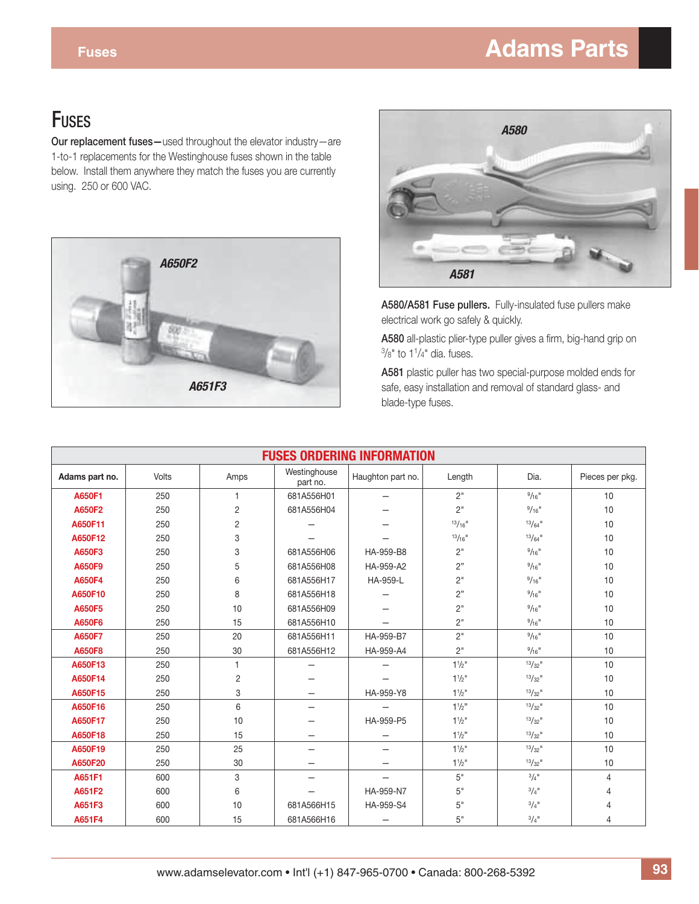# Fuses

**Our replacement fuses—**used throughout the elevator industry—are 1-to-1 replacements for the Westinghouse fuses shown in the table below. Install them anywhere they match the fuses you are currently using. 250 or 600 VAC.

A650F2

A651F3

A580

A581

**A580/A581 Fuse pullers.** Fully-insulated fuse pullers make electrical work go safely & quickly.

**A580** all-plastic plier-type puller gives a firm, big-hand grip on 3/8" to 1 1/4" dia. fuses.

**A581** plastic puller has two special-purpose molded ends for safe, easy installation and removal of standard glass- and blade-type fuses.

**FUSES ORDERING INFORMATION**

| Adams part no. | Volts | Amps | Westinghouse part no. | Haughton part no. | Length | Dia. | Pieces per pkg. |
|---|---|---|---|---|---|---|---|
| A650F1 | 250 | 1 | 681A556H01 | – | 2" | 9/16" | 10 |
| A650F2 | 250 | 2 | 681A556H04 | – | 2" | 9/16" | 10 |
| A650F11 | 250 | 2 | – | – | 13/16" | 13/64" | 10 |
| A650F12 | 250 | 3 | – | – | 13/16" | 13/64" | 10 |
| A650F3 | 250 | 3 | 681A556H06 | HA-959-B8 | 2" | 9/16" | 10 |
| A650F9 | 250 | 5 | 681A556H08 | HA-959-A2 | 2" | 9/16" | 10 |
| A650F4 | 250 | 6 | 681A556H17 | HA-959-L | 2" | 9/16" | 10 |
| A650F10 | 250 | 8 | 681A556H18 | – | 2" | 9/16" | 10 |
| A650F5 | 250 | 10 | 681A556H09 | – | 2" | 9/16" | 10 |
| A650F6 | 250 | 15 | 681A556H10 | – | 2" | 9/16" | 10 |
| A650F7 | 250 | 20 | 681A556H11 | HA-959-B7 | 2" | 9/16" | 10 |
| A650F8 | 250 | 30 | 681A556H12 | HA-959-A4 | 2" | 9/16" | 10 |
| A650F13 | 250 | 1 | – | – | 1 1/2" | 13/32" | 10 |
| A650F14 | 250 | 2 | – | – | 1 1/2" | 13/32" | 10 |
| A650F15 | 250 | 3 | – | HA-959-Y8 | 1 1/2" | 13/32" | 10 |
| A650F16 | 250 | 6 | – | – | 1 1/2" | 13/32" | 10 |
| A650F17 | 250 | 10 | – | HA-959-P5 | 1 1/2" | 13/32" | 10 |
| A650F18 | 250 | 15 | – | – | 1 1/2" | 13/32" | 10 |
| A650F19 | 250 | 25 | – | – | 1 1/2" | 13/32" | 10 |
| A650F20 | 250 | 30 | – | – | 1 1/2" | 13/32" | 10 |
| A651F1 | 600 | 3 | – | – | 5" | 3/4" | 4 |
| A651F2 | 600 | 6 | – | HA-959-N7 | 5" | 3/4" | 4 |
| A651F3 | 600 | 10 | 681A566H15 | HA-959-S4 | 5" | 3/4" | 4 |
| A651F4 | 600 | 15 | 681A566H16 | – | 5" | 3/4" | 4 |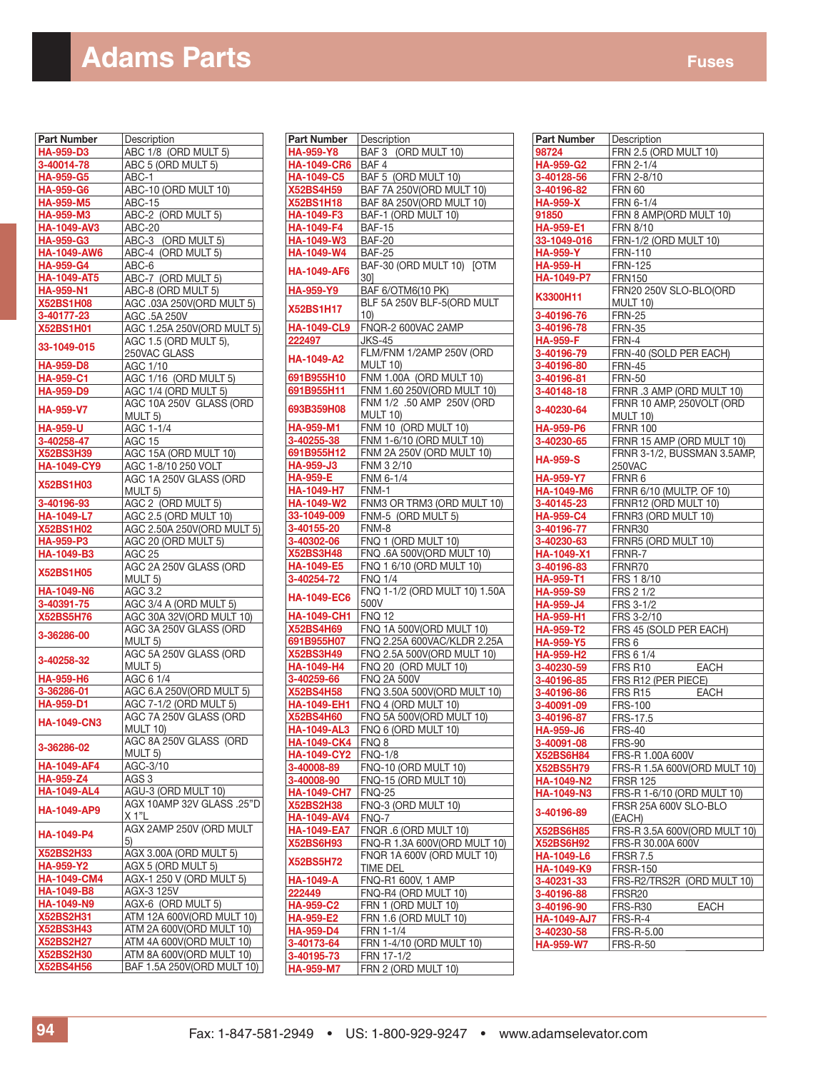# Adams Parts

## Fuses

| Part Number | Description |
|---|---|
| HA-959-D3 | ABC 1/8 (ORD MULT 5) |
| 3-40014-78 | ABC 5 (ORD MULT 5) |
| HA-959-G5 | ABC-1 |
| HA-959-G6 | ABC-10 (ORD MULT 10) |
| HA-959-M5 | ABC-15 |
| HA-959-M3 | ABC-2 (ORD MULT 5) |
| HA-1049-AV3 | ABC-20 |
| HA-959-G3 | ABC-3 (ORD MULT 5) |
| HA-1049-AW6 | ABC-4 (ORD MULT 5) |
| HA-959-G4 | ABC-6 |
| HA-1049-AT5 | ABC-7 (ORD MULT 5) |
| HA-959-N1 | ABC-8 (ORD MULT 5) |
| X52BS1H08 | AGC .03A 250V(ORD MULT 5) |
| 3-40177-23 | AGC .5A 250V |
| X52BS1H01 | AGC 1.25A 250V(ORD MULT 5) |
| 33-1049-015 | AGC 1.5 (ORD MULT 5), 250VAC GLASS |
| HA-959-D8 | AGC 1/10 |
| HA-959-C1 | AGC 1/16 (ORD MULT 5) |
| HA-959-D9 | AGC 1/4 (ORD MULT 5) |
| HA-959-V7 | AGC 10A 250V GLASS (ORD MULT 5) |
| HA-959-U | AGC 1-1/4 |
| 3-40258-47 | AGC 15 |
| X52BS3H39 | AGC 15A (ORD MULT 10) |
| HA-1049-CY9 | AGC 1-8/10 250 VOLT |
| X52BS1H03 | AGC 1A 250V GLASS (ORD MULT 5) |
| 3-40196-93 | AGC 2 (ORD MULT 5) |
| HA-1049-L7 | AGC 2.5 (ORD MULT 10) |
| X52BS1H02 | AGC 2.50A 250V(ORD MULT 5) |
| HA-959-P3 | AGC 20 (ORD MULT 5) |
| HA-1049-B3 | AGC 25 |
| X52BS1H05 | AGC 2A 250V GLASS (ORD MULT 5) |
| HA-1049-N6 | AGC 3.2 |
| 3-40391-75 | AGC 3/4 A (ORD MULT 5) |
| X52BS5H76 | AGC 30A 32V(ORD MULT 10) |
| 3-36286-00 | AGC 3A 250V GLASS (ORD MULT 5) |
| 3-40258-32 | AGC 5A 250V GLASS (ORD MULT 5) |
| HA-959-H6 | AGC 6 1/4 |
| 3-36286-01 | AGC 6.A 250V(ORD MULT 5) |
| HA-959-D1 | AGC 7-1/2 (ORD MULT 5) |
| HA-1049-CN3 | AGC 7A 250V GLASS (ORD MULT 10) |
| 3-36286-02 | AGC 8A 250V GLASS (ORD MULT 5) |
| HA-1049-AF4 | AGC-3/10 |
| HA-959-Z4 | AGS 3 |
| HA-1049-AL4 | AGU-3 (ORD MULT 10) |
| HA-1049-AP9 | AGX 10AMP 32V GLASS .25"D X 1"L |
| HA-1049-P4 | AGX 2AMP 250V (ORD MULT 5) |
| X52BS2H33 | AGX 3.00A (ORD MULT 5) |
| HA-959-Y2 | AGX 5 (ORD MULT 5) |
| HA-1049-CM4 | AGX-1 250 V (ORD MULT 5) |
| HA-1049-B8 | AGX-3 125V |
| HA-1049-N9 | AGX-6 (ORD MULT 5) |
| X52BS2H31 | ATM 12A 600V(ORD MULT 10) |
| X52BS3H43 | ATM 2A 600V(ORD MULT 10) |
| X52BS2H27 | ATM 4A 600V(ORD MULT 10) |
| X52BS2H30 | ATM 8A 600V(ORD MULT 10) |
| X52BS4H56 | BAF 1.5A 250V(ORD MULT 10) |
| HA-959-Y8 | BAF 3 (ORD MULT 10) |
| HA-1049-CR6 | BAF 4 |
| HA-1049-C5 | BAF 5 (ORD MULT 10) |
| X52BS4H59 | BAF 7A 250V(ORD MULT 10) |
| X52BS1H18 | BAF 8A 250V(ORD MULT 10) |
| HA-1049-F3 | BAF-1 (ORD MULT 10) |
| HA-1049-F4 | BAF-15 |
| HA-1049-W3 | BAF-20 |
| HA-1049-W4 | BAF-25 |
| HA-1049-AF6 | BAF-30 (ORD MULT 10) [OTM 30] |
| HA-959-Y9 | BAF 6/OTM6(10 PK) |
| X52BS1H17 | BLF 5A 250V BLF-5(ORD MULT 10) |
| HA-1049-CL9 | FNQR-2 600VAC 2AMP |
| 222497 | JKS-45 |
| HA-1049-A2 | FLM/FNM 1/2AMP 250V (ORD MULT 10) |
| 691B955H10 | FNM 1.00A (ORD MULT 10) |
| 691B955H11 | FNM 1.60 250V(ORD MULT 10) |
| 693B359H08 | FNM 1/2 .50 AMP 250V (ORD MULT 10) |
| HA-959-M1 | FNM 10 (ORD MULT 10) |
| 3-40255-38 | FNM 1-6/10 (ORD MULT 10) |
| 691B955H12 | FNM 2A 250V (ORD MULT 10) |
| HA-959-J3 | FNM 3 2/10 |
| HA-959-E | FNM 6-1/4 |
| HA-1049-H7 | FNM-1 |
| HA-1049-W2 | FNM3 OR TRM3 (ORD MULT 10) |
| 33-1049-009 | FNM-5 (ORD MULT 5) |
| 3-40155-20 | FNM-8 |
| 3-40302-06 | FNQ 1 (ORD MULT 10) |
| X52BS3H48 | FNQ .6A 500V(ORD MULT 10) |
| HA-1049-E5 | FNQ 1 6/10 (ORD MULT 10) |
| 3-40254-72 | FNQ 1/4 |
| HA-1049-EC6 | FNQ 1-1/2 (ORD MULT 10) 1.50A 500V |
| HA-1049-CH1 | FNQ 12 |
| X52BS4H69 | FNQ 1A 500V(ORD MULT 10) |
| 691B955H07 | FNQ 2.25A 600VAC/KLDR 2.25A |
| X52BS3H49 | FNQ 2.5A 500V(ORD MULT 10) |
| HA-1049-H4 | FNQ 20 (ORD MULT 10) |
| 3-40259-66 | FNQ 2A 500V |
| X52BS4H58 | FNQ 3.50A 500V(ORD MULT 10) |
| HA-1049-EH1 | FNQ 4 (ORD MULT 10) |
| X52BS4H60 | FNQ 5A 500V(ORD MULT 10) |
| HA-1049-AL3 | FNQ 6 (ORD MULT 10) |
| HA-1049-CK4 | FNQ 8 |
| HA-1049-CY2 | FNQ-1/8 |
| 3-40008-89 | FNQ-10 (ORD MULT 10) |
| 3-40008-90 | FNQ-15 (ORD MULT 10) |
| HA-1049-CH7 | FNQ-25 |
| X52BS2H38 | FNQ-3 (ORD MULT 10) |
| HA-1049-AV4 | FNQ-7 |
| HA-1049-EA7 | FNQR .6 (ORD MULT 10) |
| X52BS6H93 | FNQ-R 1.3A 600V(ORD MULT 10) |
| X52BS5H72 | FNQR 1A 600V (ORD MULT 10) TIME DEL |
| HA-1049-A | FNQ-R1 600V, 1 AMP |
| 222449 | FNQ-R4 (ORD MULT 10) |
| HA-959-C2 | FRN 1 (ORD MULT 10) |
| HA-959-E2 | FRN 1.6 (ORD MULT 10) |
| HA-959-D4 | FRN 1-1/4 |
| 3-40173-64 | FRN 1-4/10 (ORD MULT 10) |
| 3-40195-73 | FRN 17-1/2 |
| HA-959-M7 | FRN 2 (ORD MULT 10) |
| 98724 | FRN 2.5 (ORD MULT 10) |
| HA-959-G2 | FRN 2-1/4 |
| 3-40128-56 | FRN 2-8/10 |
| 3-40196-82 | FRN 60 |
| HA-959-X | FRN 6-1/4 |
| 91850 | FRN 8 AMP(ORD MULT 10) |
| HA-959-E1 | FRN 8/10 |
| 33-1049-016 | FRN-1/2 (ORD MULT 10) |
| HA-959-Y | FRN-110 |
| HA-959-H | FRN-125 |
| HA-1049-P7 | FRN150 |
| K3300H11 | FRN20 250V SLO-BLO(ORD MULT 10) |
| 3-40196-76 | FRN-25 |
| 3-40196-78 | FRN-35 |
| HA-959-F | FRN-4 |
| 3-40196-79 | FRN-40 (SOLD PER EACH) |
| 3-40196-80 | FRN-45 |
| 3-40196-81 | FRN-50 |
| 3-40148-18 | FRNR .3 AMP (ORD MULT 10) |
| 3-40230-64 | FRNR 10 AMP, 250VOLT (ORD MULT 10) |
| HA-959-P6 | FRNR 100 |
| 3-40230-65 | FRNR 15 AMP (ORD MULT 10) |
| HA-959-S | FRNR 3-1/2, BUSSMAN 3.5AMP, 250VAC |
| HA-959-Y7 | FRNR 6 |
| HA-1049-M6 | FRNR 6/10 (MULTP. OF 10) |
| 3-40145-23 | FRNR12 (ORD MULT 10) |
| HA-959-C4 | FRNR3 (ORD MULT 10) |
| 3-40196-77 | FRNR30 |
| 3-40230-63 | FRNR5 (ORD MULT 10) |
| HA-1049-X1 | FRNR-7 |
| 3-40196-83 | FRNR70 |
| HA-959-T1 | FRS 1 8/10 |
| HA-959-S9 | FRS 2 1/2 |
| HA-959-J4 | FRS 3-1/2 |
| HA-959-H1 | FRS 3-2/10 |
| HA-959-T2 | FRS 45 (SOLD PER EACH) |
| HA-959-Y5 | FRS 6 |
| HA-959-H2 | FRS 6 1/4 |
| 3-40230-59 | FRS R10 EACH |
| 3-40196-85 | FRS R12 (PER PIECE) |
| 3-40196-86 | FRS R15 EACH |
| 3-40091-09 | FRS-100 |
| 3-40196-87 | FRS-17.5 |
| HA-959-J6 | FRS-40 |
| 3-40091-08 | FRS-90 |
| X52BS6H84 | FRS-R 1.00A 600V |
| X52BS5H79 | FRS-R 1.5A 600V(ORD MULT 10) |
| HA-1049-N2 | FRSR 125 |
| HA-1049-N3 | FRS-R 1-6/10 (ORD MULT 10) |
| 3-40196-89 | FRSR 25A 600V SLO-BLO (EACH) |
| X52BS6H85 | FRS-R 3.5A 600V(ORD MULT 10) |
| X52BS6H92 | FRS-R 30.00A 600V |
| HA-1049-L6 | FRSR 7.5 |
| HA-1049-K9 | FRSR-150 |
| 3-40231-33 | FRS-R2/TRS2R (ORD MULT 10) |
| 3-40196-88 | FRSR20 |
| 3-40196-90 | FRS-R30 EACH |
| HA-1049-AJ7 | FRS-R-4 |
| 3-40230-58 | FRS-R-5.00 |
| HA-959-W7 | FRS-R-50 |

Fax: 1-847-581-2949 • US: 1-800-929-9247 • www.adamselevator.com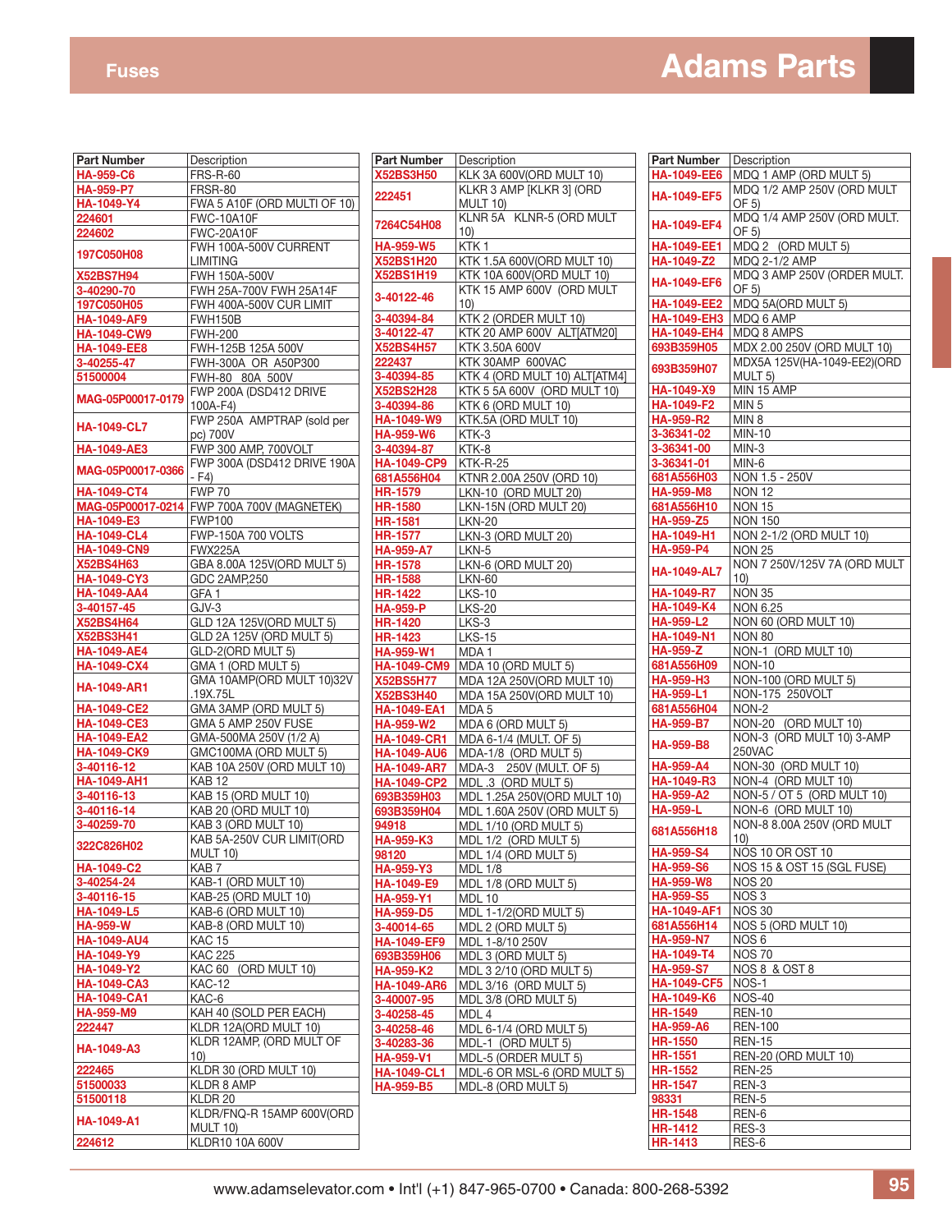## Fuses

# Adams Parts

| Part Number | Description |
|---|---|
| HA-959-C6 | FRS-R-60 |
| HA-959-P7 | FRSR-80 |
| HA-1049-Y4 | FWA 5 A10F (ORD MULTI OF 10) |
| 224601 | FWC-10A10F |
| 224602 | FWC-20A10F |
| 197C050H08 | FWH 100A-500V CURRENT LIMITING |
| X52BS7H94 | FWH 150A-500V |
| 3-40290-70 | FWH 25A-700V FWH 25A14F |
| 197C050H05 | FWH 400A-500V CUR LIMIT |
| HA-1049-AF9 | FWH150B |
| HA-1049-CW9 | FWH-200 |
| HA-1049-EE8 | FWH-125B 125A 500V |
| 3-40255-47 | FWH-300A OR A50P300 |
| 51500004 | FWH-80 80A 500V |
| MAG-05P00017-0179 | FWP 200A (DSD412 DRIVE 100A-F4) |
| HA-1049-CL7 | FWP 250A AMPTRAP (sold per pc) 700V |
| HA-1049-AE3 | FWP 300 AMP, 700VOLT |
| MAG-05P00017-0366 | FWP 300A (DSD412 DRIVE 190A - F4) |
| HA-1049-CT4 | FWP 70 |
| MAG-05P00017-0214 | FWP 700A 700V (MAGNETEK) |
| HA-1049-E3 | FWP100 |
| HA-1049-CL4 | FWP-150A 700 VOLTS |
| HA-1049-CN9 | FWX225A |
| X52BS4H63 | GBA 8.00A 125V(ORD MULT 5) |
| HA-1049-CY3 | GDC 2AMP,250 |
| HA-1049-AA4 | GFA 1 |
| 3-40157-45 | GJV-3 |
| X52BS4H64 | GLD 12A 125V(ORD MULT 5) |
| X52BS3H41 | GLD 2A 125V (ORD MULT 5) |
| HA-1049-AE4 | GLD-2(ORD MULT 5) |
| HA-1049-CX4 | GMA 1 (ORD MULT 5) |
| HA-1049-AR1 | GMA 10AMP(ORD MULT 10)32V .19X.75L |
| HA-1049-CE2 | GMA 3AMP (ORD MULT 5) |
| HA-1049-CE3 | GMA 5 AMP 250V FUSE |
| HA-1049-EA2 | GMA-500MA 250V (1/2 A) |
| HA-1049-CK9 | GMC100MA (ORD MULT 5) |
| 3-40116-12 | KAB 10A 250V (ORD MULT 10) |
| HA-1049-AH1 | KAB 12 |
| 3-40116-13 | KAB 15 (ORD MULT 10) |
| 3-40116-14 | KAB 20 (ORD MULT 10) |
| 3-40259-70 | KAB 3 (ORD MULT 10) |
| 322C826H02 | KAB 5A-250V CUR LIMIT(ORD MULT 10) |
| HA-1049-C2 | KAB 7 |
| 3-40254-24 | KAB-1 (ORD MULT 10) |
| 3-40116-15 | KAB-25 (ORD MULT 10) |
| HA-1049-L5 | KAB-6 (ORD MULT 10) |
| HA-959-W | KAB-8 (ORD MULT 10) |
| HA-1049-AU4 | KAC 15 |
| HA-1049-Y9 | KAC 225 |
| HA-1049-Y2 | KAC 60 (ORD MULT 10) |
| HA-1049-CA3 | KAC-12 |
| HA-1049-CA1 | KAC-6 |
| HA-959-M9 | KAH 40 (SOLD PER EACH) |
| 222447 | KLDR 12A(ORD MULT 10) |
| HA-1049-A3 | KLDR 12AMP, (ORD MULT OF 10) |
| 222465 | KLDR 30 (ORD MULT 10) |
| 51500033 | KLDR 8 AMP |
| 51500118 | KLDR 20 |
| HA-1049-A1 | KLDR/FNQ-R 15AMP 600V(ORD MULT 10) |
| 224612 | KLDR10 10A 600V |

| Part Number | Description |
|---|---|
| X52BS3H50 | KLK 3A 600V(ORD MULT 10) |
| 222451 | KLKR 3 AMP [KLKR 3] (ORD MULT 10) |
| 7264C54H08 | KLNR 5A KLNR-5 (ORD MULT 10) |
| HA-959-W5 | KTK 1 |
| X52BS1H20 | KTK 1.5A 600V(ORD MULT 10) |
| X52BS1H19 | KTK 10A 600V(ORD MULT 10) |
| 3-40122-46 | KTK 15 AMP 600V (ORD MULT 10) |
| 3-40394-84 | KTK 2 (ORDER MULT 10) |
| 3-40122-47 | KTK 20 AMP 600V ALT[ATM20] |
| X52BS4H57 | KTK 3.50A 600V |
| 222437 | KTK 30AMP 600VAC |
| 3-40394-85 | KTK 4 (ORD MULT 10) ALT[ATM4] |
| X52BS2H28 | KTK 5 5A 600V (ORD MULT 10) |
| 3-40394-86 | KTK 6 (ORD MULT 10) |
| HA-1049-W9 | KTK.5A (ORD MULT 10) |
| HA-959-W6 | KTK-3 |
| 3-40394-87 | KTK-8 |
| HA-1049-CP9 | KTK-R-25 |
| 681A556H04 | KTNR 2.00A 250V (ORD 10) |
| HR-1579 | LKN-10 (ORD MULT 20) |
| HR-1580 | LKN-15N (ORD MULT 20) |
| HR-1581 | LKN-20 |
| HR-1577 | LKN-3 (ORD MULT 20) |
| HA-959-A7 | LKN-5 |
| HR-1578 | LKN-6 (ORD MULT 20) |
| HR-1588 | LKN-60 |
| HR-1422 | LKS-10 |
| HA-959-P | LKS-20 |
| HR-1420 | LKS-3 |
| HR-1423 | LKS-15 |
| HA-959-W1 | MDA 1 |
| HA-1049-CM9 | MDA 10 (ORD MULT 5) |
| X52BS5H77 | MDA 12A 250V(ORD MULT 10) |
| X52BS3H40 | MDA 15A 250V(ORD MULT 10) |
| HA-1049-EA1 | MDA 5 |
| HA-959-W2 | MDA 6 (ORD MULT 5) |
| HA-1049-CR1 | MDA 6-1/4 (MULT. OF 5) |
| HA-1049-AU6 | MDA-1/8 (ORD MULT 5) |
| HA-1049-AR7 | MDA-3 250V (ORD MULT 5) |
| HA-1049-CP2 | MDL .3 (ORD MULT 5) |
| 693B359H03 | MDL 1.25A 250V(ORD MULT 10) |
| 693B359H04 | MDL 1.60A 250V (ORD MULT 5) |
| 94918 | MDL 1/10 (ORD MULT 5) |
| HA-959-K3 | MDL 1/2 (ORD MULT 5) |
| 98120 | MDL 1/4 (ORD MULT 5) |
| HA-959-Y3 | MDL 1/8 |
| HA-1049-E9 | MDL 1/8 (ORD MULT 5) |
| HA-959-Y1 | MDL 10 |
| HA-959-D5 | MDL 1-1/2(ORD MULT 5) |
| 3-40014-65 | MDL 2 (ORD MULT 5) |
| HA-1049-EF9 | MDL 1-8/10 250V |
| 693B359H06 | MDL 3 (ORD MULT 5) |
| HA-959-K2 | MDL 3 2/10 (ORD MULT 5) |
| HA-1049-AR6 | MDL 3/16 (ORD MULT 5) |
| 3-40007-95 | MDL 3/8 (ORD MULT 5) |
| 3-40258-45 | MDL 4 |
| 3-40258-46 | MDL 6-1/4 (ORD MULT 5) |
| 3-40283-36 | MDL-1 (ORD MULT 5) |
| HA-959-V1 | MDL-5 (ORDER MULT 5) |
| HA-1049-CL1 | MDL-6 OR MSL-6 (ORD MULT 5) |
| HA-959-B5 | MDL-8 (ORD MULT 5) |

| Part Number | Description |
|---|---|
| HA-1049-EE6 | MDQ 1 AMP (ORD MULT 5) |
| HA-1049-EF5 | MDQ 1/2 AMP 250V (ORD MULT OF 5) |
| HA-1049-EF4 | MDQ 1/4 AMP 250V (ORD MULT. OF 5) |
| HA-1049-EE1 | MDQ 2 (ORD MULT 5) |
| HA-1049-Z2 | MDQ 2-1/2 AMP |
| HA-1049-EF6 | MDQ 3 AMP 250V (ORDER MULT. OF 5) |
| HA-1049-EE2 | MDQ 5A(ORD MULT 5) |
| HA-1049-EH3 | MDQ 6 AMP |
| HA-1049-EH4 | MDQ 8 AMPS |
| 693B359H05 | MDX 2.00 250V (ORD MULT 10) |
| 693B359H07 | MDX5A 125V(HA-1049-EE2)(ORD MULT 5) |
| HA-1049-X9 | MIN 15 AMP |
| HA-1049-F2 | MIN 5 |
| HA-959-R2 | MIN 8 |
| 3-36341-02 | MIN-10 |
| 3-36341-00 | MIN-3 |
| 3-36341-01 | MIN-6 |
| 681A556H03 | NON 1.5 - 250V |
| HA-959-M8 | NON 12 |
| 681A556H10 | NON 15 |
| HA-959-Z5 | NON 150 |
| HA-1049-H1 | NON 2-1/2 (ORD MULT 10) |
| HA-959-P4 | NON 25 |
| HA-1049-AL7 | NON 7 250V/125V 7A (ORD MULT 10) |
| HA-1049-R7 | NON 35 |
| HA-1049-K4 | NON 6.25 |
| HA-959-L2 | NON 60 (ORD MULT 10) |
| HA-1049-N1 | NON 80 |
| HA-959-Z | NON-1 (ORD MULT 10) |
| 681A556H09 | NON-10 |
| HA-959-H3 | NON-100 (ORD MULT 5) |
| HA-959-L1 | NON-175 250VOLT |
| 681A556H04 | NON-2 |
| HA-959-B7 | NON-20 (ORD MULT 10) |
| HA-959-B8 | NON-3 (ORD MULT 10) 3-AMP 250VAC |
| HA-959-A4 | NON-30 (ORD MULT 10) |
| HA-1049-R3 | NON-4 (ORD MULT 10) |
| HA-959-A2 | NON-5 / OT 5 (ORD MULT 10) |
| HA-959-L | NON-6 (ORD MULT 10) |
| 681A556H18 | NON-8 8.00A 250V (ORD MULT 10) |
| HA-959-S4 | NOS 10 OR OST 10 |
| HA-959-S6 | NOS 15 & OST 15 (SGL FUSE) |
| HA-959-W8 | NOS 20 |
| HA-959-S5 | NOS 3 |
| HA-1049-AF1 | NOS 30 |
| 681A556H14 | NOS 5 (ORD MULT 10) |
| HA-959-N7 | NOS 6 |
| HA-1049-T4 | NOS 70 |
| HA-959-S7 | NOS 8 & OST 8 |
| HA-1049-CF5 | NOS-1 |
| HA-1049-K6 | NOS-40 |
| HR-1549 | REN-10 |
| HA-959-A6 | REN-100 |
| HR-1550 | REN-15 |
| HR-1551 | REN-20 (ORD MULT 10) |
| HR-1552 | REN-25 |
| HR-1547 | REN-3 |
| 98331 | REN-5 |
| HR-1548 | REN-6 |
| HR-1412 | RES-3 |
| HR-1413 | RES-6 |

www.adamselevator.com • Int'l (+1) 847-965-0700 • Canada: 800-268-5392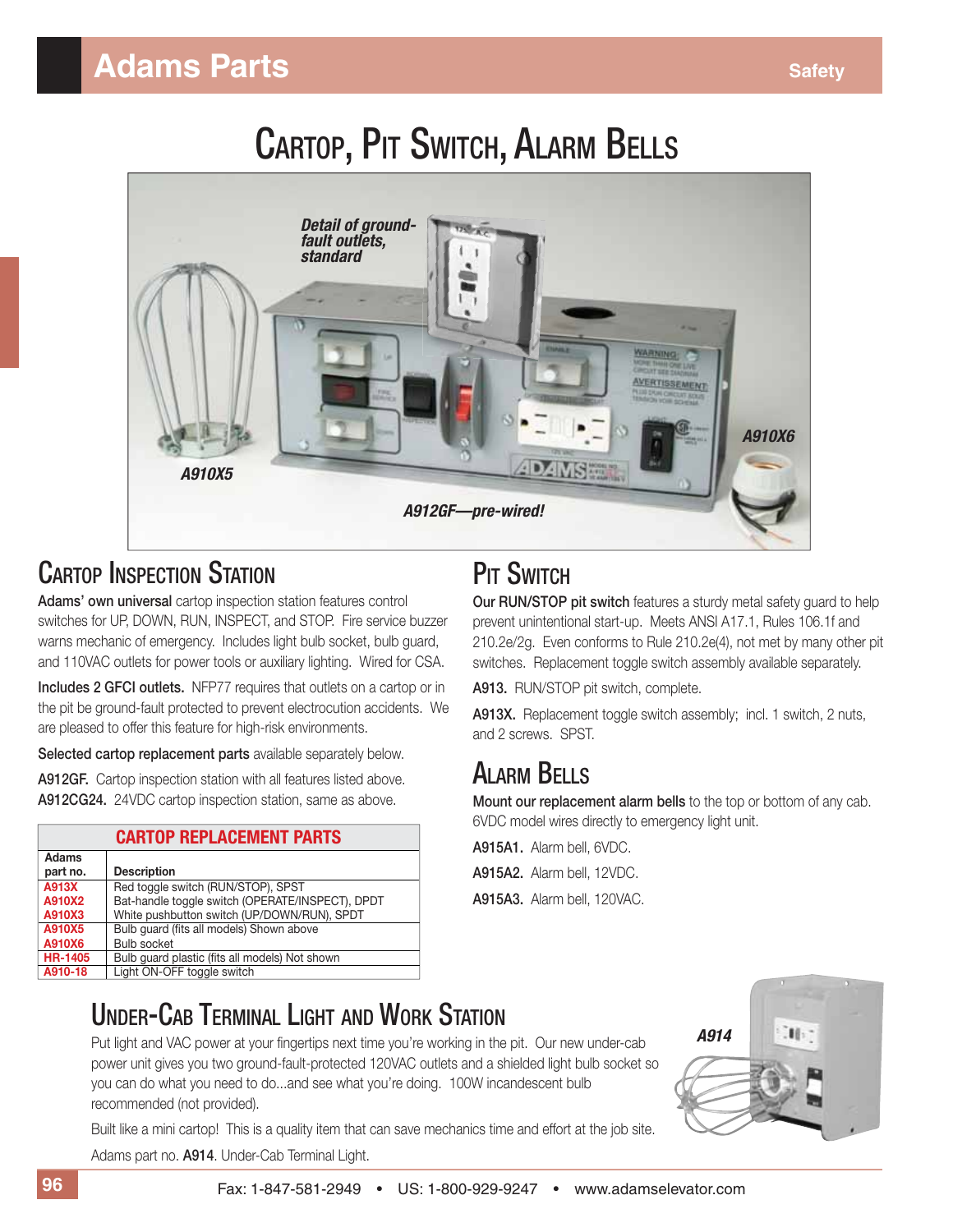# Cartop, Pit Switch, Alarm Bells

*Detail of ground-fault outlets, standard*

*A910X5*

*A910X6*

*A912GF—pre-wired!*

## Cartop Inspection Station

**Adams' own universal** cartop inspection station features control switches for UP, DOWN, RUN, INSPECT, and STOP. Fire service buzzer warns mechanic of emergency. Includes light bulb socket, bulb guard, and 110VAC outlets for power tools or auxiliary lighting. Wired for CSA.

**Includes 2 GFCI outlets.** NFP77 requires that outlets on a cartop or in the pit be ground-fault protected to prevent electrocution accidents. We are pleased to offer this feature for high-risk environments.

**Selected cartop replacement parts** available separately below.

**A912GF.** Cartop inspection station with all features listed above.
**A912CG24.** 24VDC cartop inspection station, same as above.

| CARTOP REPLACEMENT PARTS | |
|---|---|
| **Adams part no.** | **Description** |
| A913X | Red toggle switch (RUN/STOP), SPST |
| A910X2 | Bat-handle toggle switch (OPERATE/INSPECT), DPDT |
| A910X3 | White pushbutton switch (UP/DOWN/RUN), SPDT |
| A910X5 | Bulb guard (fits all models) Shown above |
| A910X6 | Bulb socket |
| HR-1405 | Bulb guard plastic (fits all models) Not shown |
| A910-18 | Light ON-OFF toggle switch |

## Pit Switch

**Our RUN/STOP pit switch** features a sturdy metal safety guard to help prevent unintentional start-up. Meets ANSI A17.1, Rules 106.1f and 210.2e/2g. Even conforms to Rule 210.2e(4), not met by many other pit switches. Replacement toggle switch assembly available separately.

**A913.** RUN/STOP pit switch, complete.

**A913X.** Replacement toggle switch assembly; incl. 1 switch, 2 nuts, and 2 screws. SPST.

## Alarm Bells

**Mount our replacement alarm bells** to the top or bottom of any cab. 6VDC model wires directly to emergency light unit.

**A915A1.** Alarm bell, 6VDC.

**A915A2.** Alarm bell, 12VDC.

**A915A3.** Alarm bell, 120VAC.

## Under-Cab Terminal Light and Work Station

*A914*

Put light and VAC power at your fingertips next time you're working in the pit. Our new under-cab power unit gives you two ground-fault-protected 120VAC outlets and a shielded light bulb socket so you can do what you need to do...and see what you're doing. 100W incandescent bulb recommended (not provided).

Built like a mini cartop! This is a quality item that can save mechanics time and effort at the job site.

Adams part no. **A914**. Under-Cab Terminal Light.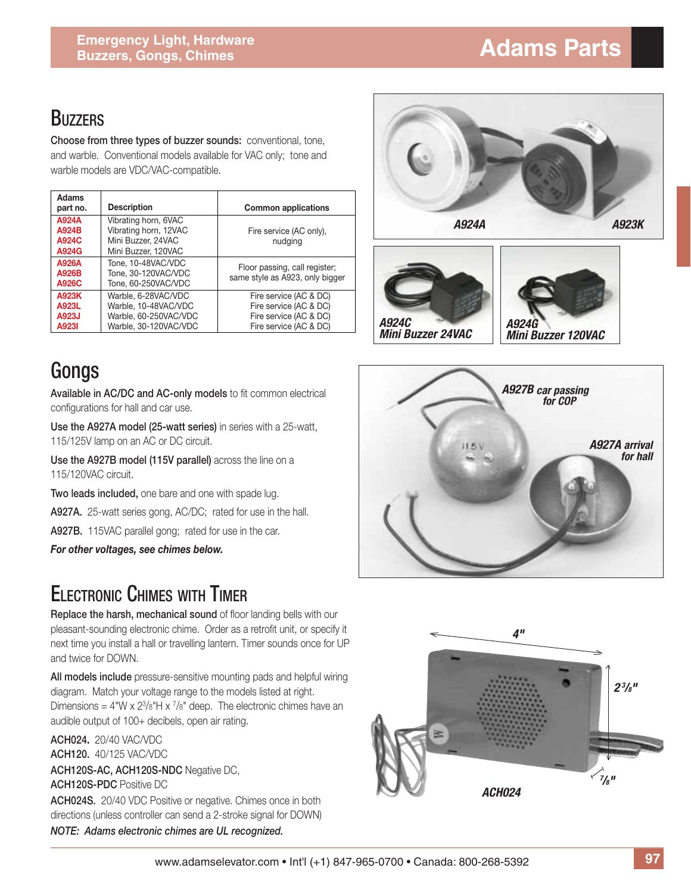## Buzzers

**Choose from three types of buzzer sounds:** conventional, tone, and warble. Conventional models available for VAC only; tone and warble models are VDC/VAC-compatible.

| Adams part no. | Description | Common applications |
|---|---|---|
| A924A<br>A924B<br>A924C<br>A924G | Vibrating horn, 6VAC<br>Vibrating horn, 12VAC<br>Mini Buzzer, 24VAC<br>Mini Buzzer, 120VAC | Fire service (AC only), nudging |
| A926A<br>A926B<br>A926C | Tone, 10-48VAC/VDC<br>Tone, 30-120VAC/VDC<br>Tone, 60-250VAC/VDC | Floor passing, call register; same style as A923, only bigger |
| A923K<br>A923L<br>A923J<br>A923I | Warble, 6-28VAC/VDC<br>Warble, 10-48VAC/VDC<br>Warble, 60-250VAC/VDC<br>Warble, 30-120VAC/VDC | Fire service (AC & DC)<br>Fire service (AC & DC)<br>Fire service (AC & DC)<br>Fire service (AC & DC) |

A924A A923K

A924C Mini Buzzer 24VAC

A924G Mini Buzzer 120VAC

## Gongs

**Available in AC/DC and AC-only models** to fit common electrical configurations for hall and car use.

**Use the A927A model (25-watt series)** in series with a 25-watt, 115/125V lamp on an AC or DC circuit.

**Use the A927B model (115V parallel)** across the line on a 115/120VAC circuit.

**Two leads included,** one bare and one with spade lug.

**A927A.** 25-watt series gong, AC/DC; rated for use in the hall.

**A927B.** 115VAC parallel gong; rated for use in the car.

***For other voltages, see chimes below.***

A927B car passing for COP

A927A arrival for hall

## Electronic Chimes with Timer

**Replace the harsh, mechanical sound** of floor landing bells with our pleasant-sounding electronic chime. Order as a retrofit unit, or specify it next time you install a hall or travelling lantern. Timer sounds once for UP and twice for DOWN.

**All models include** pressure-sensitive mounting pads and helpful wiring diagram. Match your voltage range to the models listed at right. Dimensions = 4"W x 2³/₈"H x ⁷/₈" deep. The electronic chimes have an audible output of 100+ decibels, open air rating.

**ACH024.** 20/40 VAC/VDC

**ACH120.** 40/125 VAC/VDC

**ACH120S-AC, ACH120S-NDC** Negative DC,

**ACH120S-PDC** Positive DC

**ACH024S.** 20/40 VDC Positive or negative. Chimes once in both directions (unless controller can send a 2-stroke signal for DOWN)

***NOTE: Adams electronic chimes are UL recognized.***

4" 2³/₈" ⁷/₈"

ACH024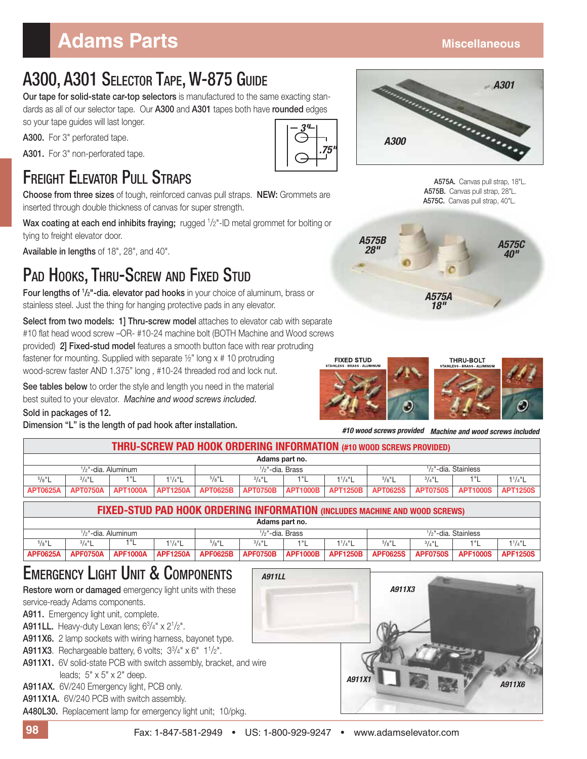## A300, A301 Selector Tape, W-875 Guide

**Our tape for solid-state car-top selectors** is manufactured to the same exacting standards as all of our selector tape. Our **A300** and **A301** tapes both have **rounded** edges so your tape guides will last longer.

**A300.** For 3" perforated tape.

**A301.** For 3" non-perforated tape.

3" .75"

A301

A300

## Freight Elevator Pull Straps

**Choose from three sizes** of tough, reinforced canvas pull straps. **NEW:** Grommets are inserted through double thickness of canvas for super strength.

**Wax coating at each end inhibits fraying;** rugged 1/2"-ID metal grommet for bolting or tying to freight elevator door.

**Available in lengths** of 18", 28", and 40".

**A575A.** Canvas pull strap, 18"L.
**A575B.** Canvas pull strap, 28"L.
**A575C.** Canvas pull strap, 40"L.

A575B 28" A575C 40" A575A 18"

## Pad Hooks, Thru-Screw and Fixed Stud

**Four lengths of 1/2"-dia. elevator pad hooks** in your choice of aluminum, brass or stainless steel. Just the thing for hanging protective pads in any elevator.

**Select from two models: 1] Thru-screw model** attaches to elevator cab with separate #10 flat head wood screw –OR- #10-24 machine bolt (BOTH Machine and Wood screws provided) **2] Fixed-stud model** features a smooth button face with rear protruding fastener for mounting. Supplied with separate ½" long x # 10 protruding wood-screw faster AND 1.375" long , #10-24 threaded rod and lock nut.

**See tables below** to order the style and length you need in the material best suited to your elevator. *Machine and wood screws included.*

**Sold in packages of 12.**

**Dimension "L" is the length of pad hook after installation.**

FIXED STUD — STAINLESS · BRASS · ALUMINUM

THRU-BOLT — STAINLESS · BRASS · ALUMINUM

*#10 wood screws provided* *Machine and wood screws included*

**THRU-SCREW PAD HOOK ORDERING INFORMATION (#10 WOOD SCREWS PROVIDED)**

| Adams part no. | | | | | | | | | | | |
|---|---|---|---|---|---|---|---|---|---|---|---|
| 1/2"-dia. Aluminum | | | | 1/2"-dia. Brass | | | | 1/2"-dia. Stainless | | | |
| 5/8"L | 3/4"L | 1"L | 1 1/4"L | 5/8"L | 3/4"L | 1"L | 1 1/4"L | 5/8"L | 3/4"L | 1"L | 1 1/4"L |
| APT0625A | APT0750A | APT1000A | APT1250A | APT0625B | APT0750B | APT1000B | APT1250B | APT0625S | APT0750S | APT1000S | APT1250S |

**FIXED-STUD PAD HOOK ORDERING INFORMATION (INCLUDES MACHINE AND WOOD SCREWS)**

| Adams part no. | | | | | | | | | | | |
|---|---|---|---|---|---|---|---|---|---|---|---|
| 1/2"-dia. Aluminum | | | | 1/2"-dia. Brass | | | | 1/2"-dia. Stainless | | | |
| 5/8"L | 3/4"L | 1"L | 1 1/4"L | 5/8"L | 3/4"L | 1"L | 1 1/4"L | 5/8"L | 3/4"L | 1"L | 1 1/4"L |
| APF0625A | APF0750A | APF1000A | APF1250A | APF0625B | APF0750B | APF1000B | APF1250B | APF0625S | APF0750S | APF1000S | APF1250S |

## Emergency Light Unit & Components

**Restore worn or damaged** emergency light units with these service-ready Adams components.

**A911.** Emergency light unit, complete.

**A911LL.** Heavy-duty Lexan lens; 6 3/4" x 2 1/2".

**A911X6.** 2 lamp sockets with wiring harness, bayonet type.

**A911X3.** Rechargeable battery, 6 volts; 3 3/4" x 6" 1 1/2".

**A911X1.** 6V solid-state PCB with switch assembly, bracket, and wire leads; 5" x 5" x 2" deep.

**A911AX.** 6V/240 Emergency light, PCB only.

**A911X1A.** 6V/240 PCB with switch assembly.

**A480L30.** Replacement lamp for emergency light unit; 10/pkg.

A911LL A911X3 A911X1 A911X6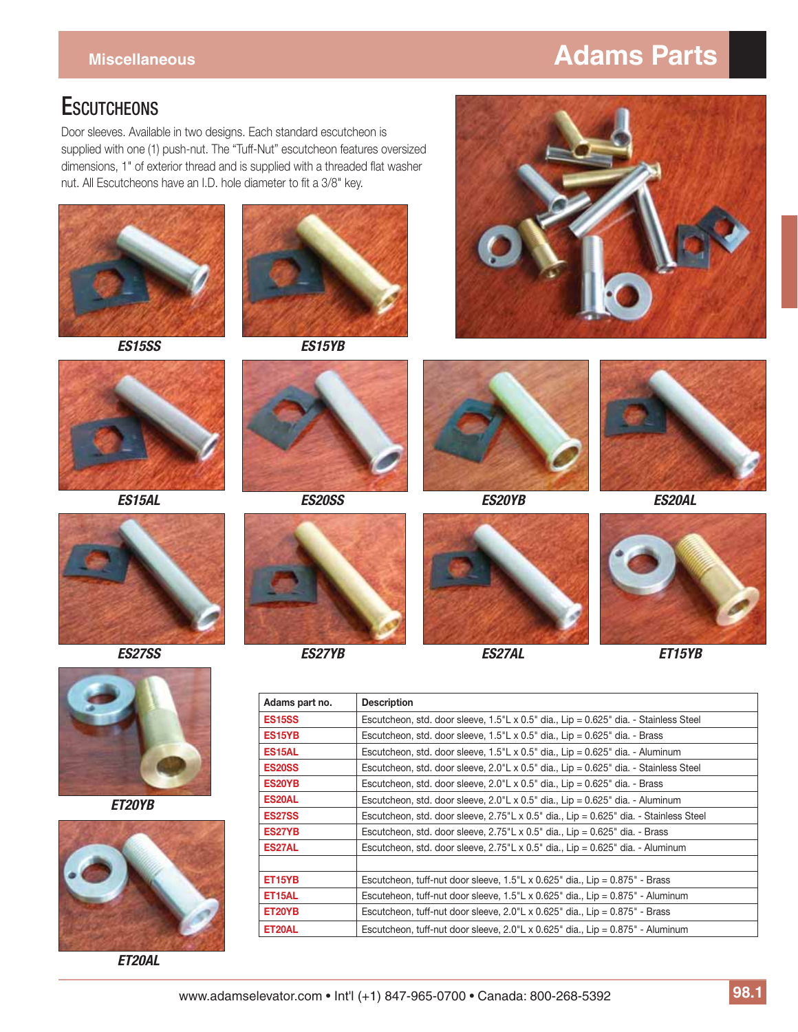## Escutcheons

Door sleeves. Available in two designs. Each standard escutcheon is supplied with one (1) push-nut. The "Tuff-Nut" escutcheon features oversized dimensions, 1" of exterior thread and is supplied with a threaded flat washer nut. All Escutcheons have an I.D. hole diameter to fit a 3/8" key.

***ES15SS***

***ES15YB***

***ES15AL***

***ES20SS***

***ES20YB***

***ES20AL***

***ES27SS***

***ES27YB***

***ES27AL***

***ET15YB***

***ET20YB***

***ET20AL***

| Adams part no. | Description |
|---|---|
| ES15SS | Escutcheon, std. door sleeve, 1.5"L x 0.5" dia., Lip = 0.625" dia. - Stainless Steel |
| ES15YB | Escutcheon, std. door sleeve, 1.5"L x 0.5" dia., Lip = 0.625" dia. - Brass |
| ES15AL | Escutcheon, std. door sleeve, 1.5"L x 0.5" dia., Lip = 0.625" dia. - Aluminum |
| ES20SS | Escutcheon, std. door sleeve, 2.0"L x 0.5" dia., Lip = 0.625" dia. - Stainless Steel |
| ES20YB | Escutcheon, std. door sleeve, 2.0"L x 0.5" dia., Lip = 0.625" dia. - Brass |
| ES20AL | Escutcheon, std. door sleeve, 2.0"L x 0.5" dia., Lip = 0.625" dia. - Aluminum |
| ES27SS | Escutcheon, std. door sleeve, 2.75"L x 0.5" dia., Lip = 0.625" dia. - Stainless Steel |
| ES27YB | Escutcheon, std. door sleeve, 2.75"L x 0.5" dia., Lip = 0.625" dia. - Brass |
| ES27AL | Escutcheon, std. door sleeve, 2.75"L x 0.5" dia., Lip = 0.625" dia. - Aluminum |
| | |
| ET15YB | Escutcheon, tuff-nut door sleeve, 1.5"L x 0.625" dia., Lip = 0.875" - Brass |
| ET15AL | Escuteheon, tuff-nut door sleeve, 1.5"L x 0.625" dia., Lip = 0.875" - Aluminum |
| ET20YB | Escutcheon, tuff-nut door sleeve, 2.0"L x 0.625" dia., Lip = 0.875" - Brass |
| ET20AL | Escutcheon, tuff-nut door sleeve, 2.0"L x 0.625" dia., Lip = 0.875" - Aluminum |

www.adamselevator.com • Int'l (+1) 847-965-0700 • Canada: 800-268-5392